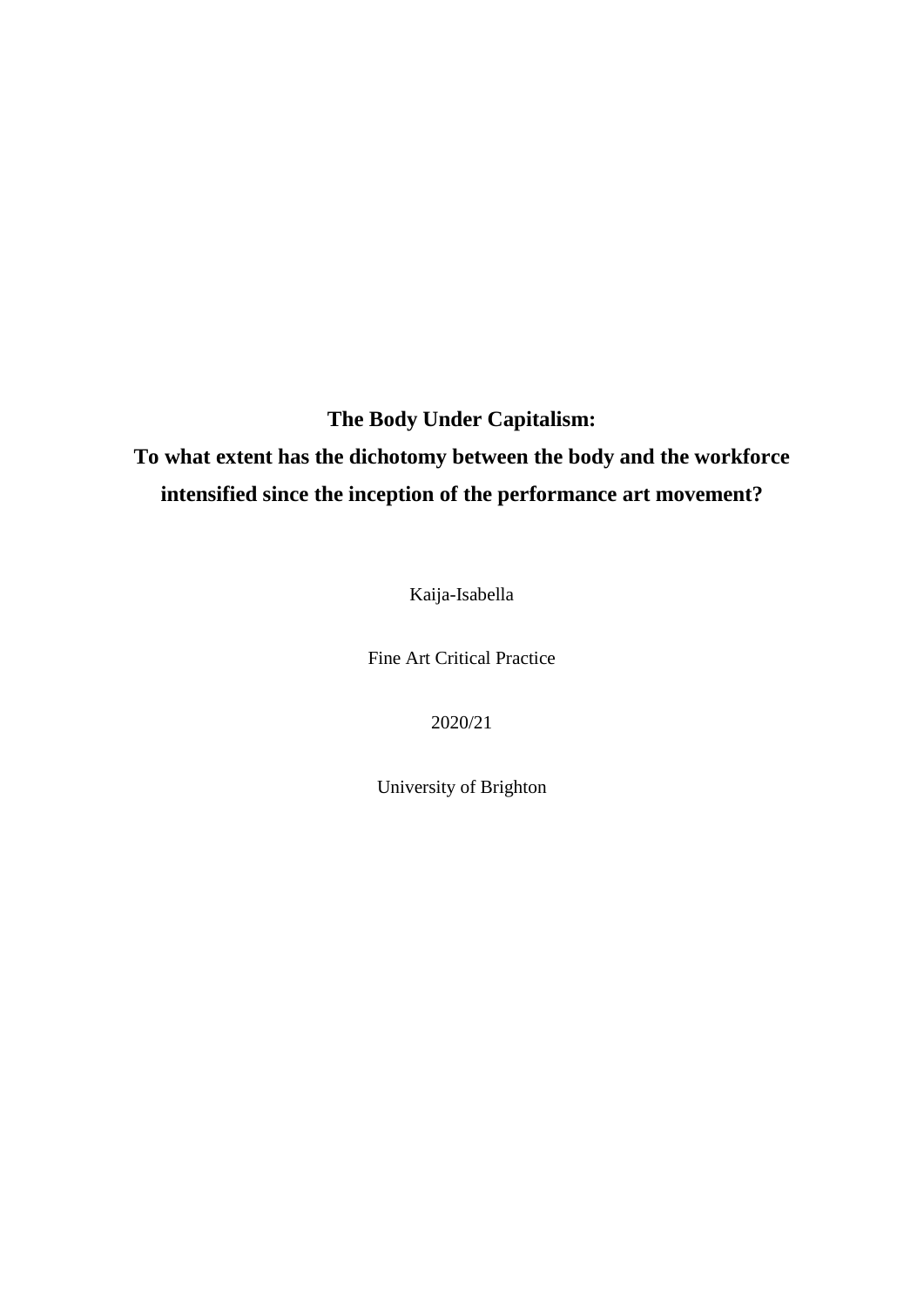# The Body Under Capitalism:

## To what extent has the dichotomy between the body and the workforce intensified since the inception of the performance art movement?

Kaija-Isabella

Fine Art Critical Practice

2020/21

University of Brighton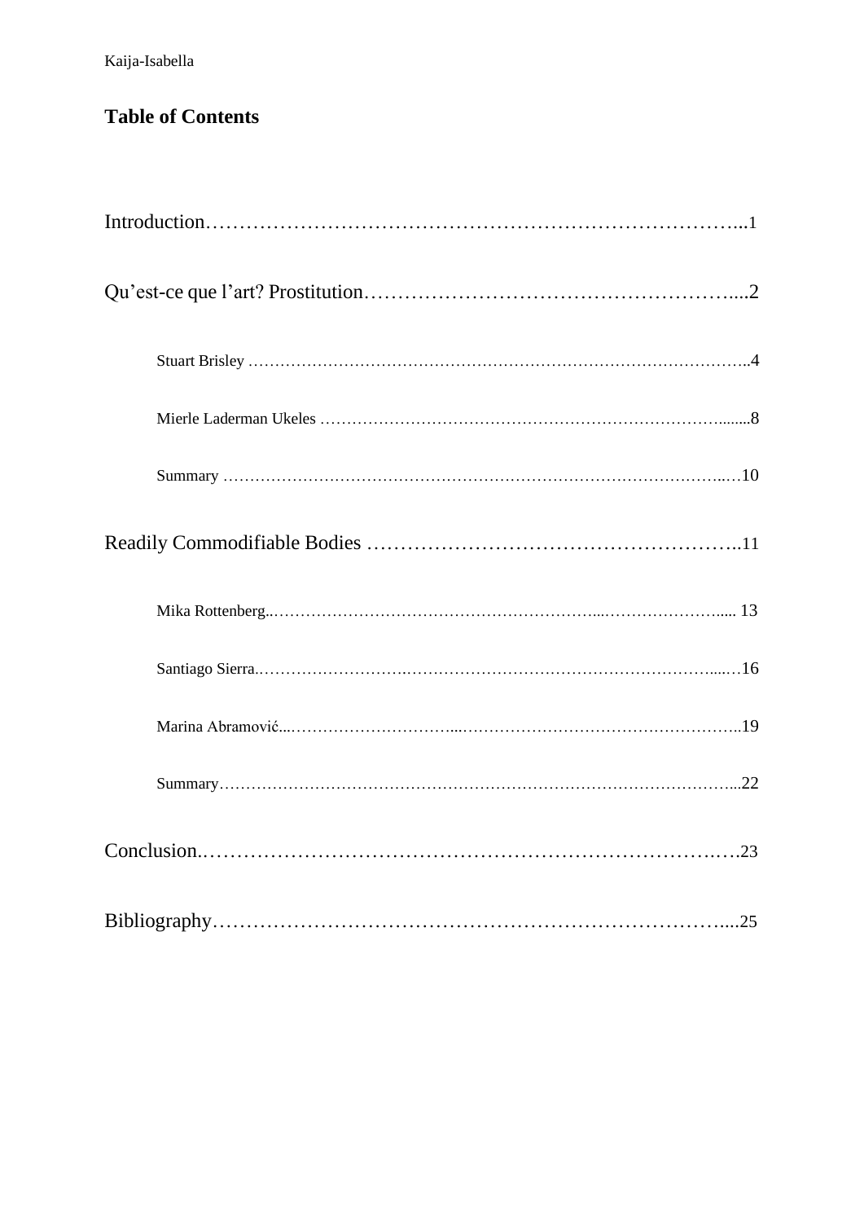## Table of Contents

Introduction……………………………………………………………………...1

Qu'est-ce que l'art? Prostitution………………………………………………....2

- Stuart Brisley ………………………………………………………………………………..4
- Mierle Laderman Ukeles ……………………………………………………………….......8
- Summary ……………………………………………………………………………….…10

Readily Commodifiable Bodies ………………………………………………..11

- Mika Rottenberg..…………………………………………………...………………….... 13
- Santiago Sierra..………………………………………………………………………....…16
- Marina Abramović...…………………………....……………………………………………..19
- Summary………………………………………………………………………………....22

Conclusion..………………………………………………………………….….23

Bibliography……………………………………………………………………....25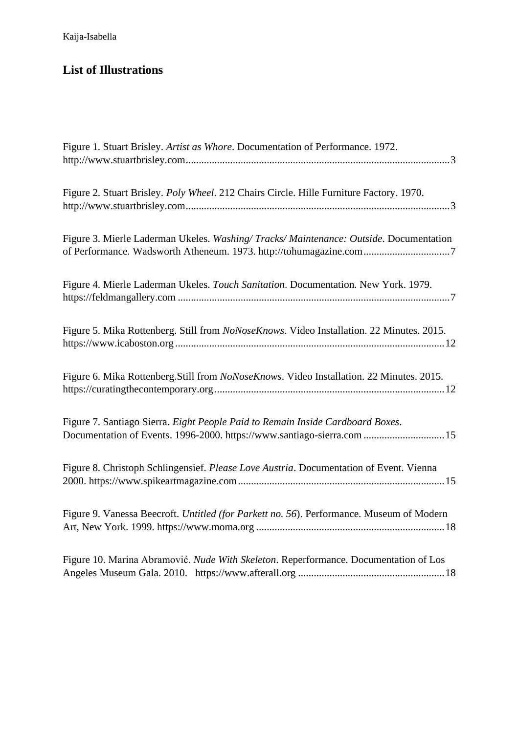## List of Illustrations

Figure 1. Stuart Brisley. *Artist as Whore*. Documentation of Performance. 1972. http://www.stuartbrisley.com....................................................................................................3

Figure 2. Stuart Brisley. *Poly Wheel*. 212 Chairs Circle. Hille Furniture Factory. 1970. http://www.stuartbrisley.com....................................................................................................3

Figure 3. Mierle Laderman Ukeles. *Washing/ Tracks/ Maintenance: Outside*. Documentation of Performance. Wadsworth Atheneum. 1973. http://tohumagazine.com.................................7

Figure 4. Mierle Laderman Ukeles. *Touch Sanitation*. Documentation. New York. 1979. https://feldmangallery.com .......................................................................................................7

Figure 5. Mika Rottenberg. Still from *NoNoseKnows*. Video Installation. 22 Minutes. 2015. https://www.icaboston.org .....................................................................................................12

Figure 6. Mika Rottenberg.Still from *NoNoseKnows*. Video Installation. 22 Minutes. 2015. https://curatingthecontemporary.org.......................................................................................12

Figure 7. Santiago Sierra. *Eight People Paid to Remain Inside Cardboard Boxes*. Documentation of Events. 1996-2000. https://www.santiago-sierra.com ..............................15

Figure 8. Christoph Schlingensief. *Please Love Austria*. Documentation of Event. Vienna 2000. https://www.spikeartmagazine.com..............................................................................15

Figure 9. Vanessa Beecroft. *Untitled (for Parkett no. 56*). Performance. Museum of Modern Art, New York. 1999. https://www.moma.org .......................................................................18

Figure 10. Marina Abramović. *Nude With Skeleton*. Reperformance. Documentation of Los Angeles Museum Gala. 2010. https://www.afterall.org .......................................................18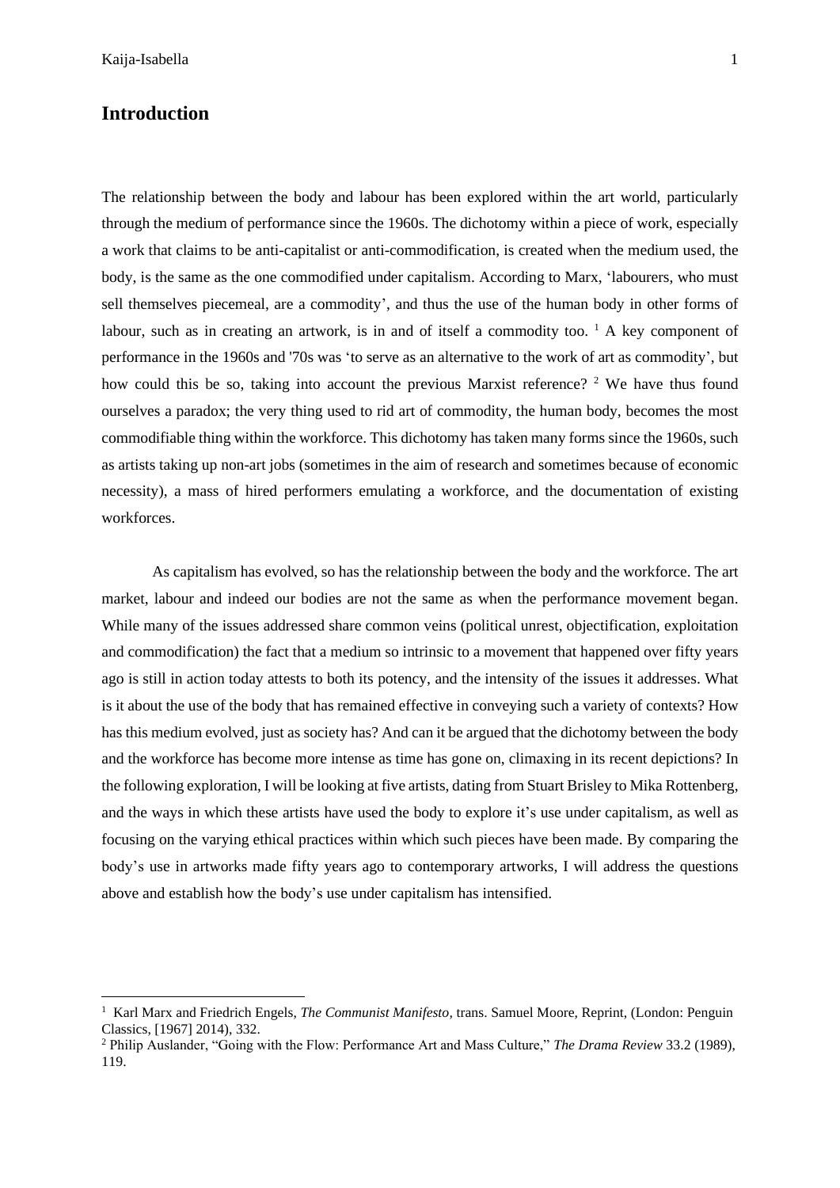## Introduction

The relationship between the body and labour has been explored within the art world, particularly through the medium of performance since the 1960s. The dichotomy within a piece of work, especially a work that claims to be anti-capitalist or anti-commodification, is created when the medium used, the body, is the same as the one commodified under capitalism. According to Marx, 'labourers, who must sell themselves piecemeal, are a commodity', and thus the use of the human body in other forms of labour, such as in creating an artwork, is in and of itself a commodity too. [1] A key component of performance in the 1960s and '70s was 'to serve as an alternative to the work of art as commodity', but how could this be so, taking into account the previous Marxist reference? [2] We have thus found ourselves a paradox; the very thing used to rid art of commodity, the human body, becomes the most commodifiable thing within the workforce. This dichotomy has taken many forms since the 1960s, such as artists taking up non-art jobs (sometimes in the aim of research and sometimes because of economic necessity), a mass of hired performers emulating a workforce, and the documentation of existing workforces.

As capitalism has evolved, so has the relationship between the body and the workforce. The art market, labour and indeed our bodies are not the same as when the performance movement began. While many of the issues addressed share common veins (political unrest, objectification, exploitation and commodification) the fact that a medium so intrinsic to a movement that happened over fifty years ago is still in action today attests to both its potency, and the intensity of the issues it addresses. What is it about the use of the body that has remained effective in conveying such a variety of contexts? How has this medium evolved, just as society has? And can it be argued that the dichotomy between the body and the workforce has become more intense as time has gone on, climaxing in its recent depictions? In the following exploration, I will be looking at five artists, dating from Stuart Brisley to Mika Rottenberg, and the ways in which these artists have used the body to explore it's use under capitalism, as well as focusing on the varying ethical practices within which such pieces have been made. By comparing the body's use in artworks made fifty years ago to contemporary artworks, I will address the questions above and establish how the body's use under capitalism has intensified.

---

[1] Karl Marx and Friedrich Engels, *The Communist Manifesto*, trans. Samuel Moore, Reprint, (London: Penguin Classics, [1967] 2014), 332.

[2] Philip Auslander, "Going with the Flow: Performance Art and Mass Culture," *The Drama Review* 33.2 (1989), 119.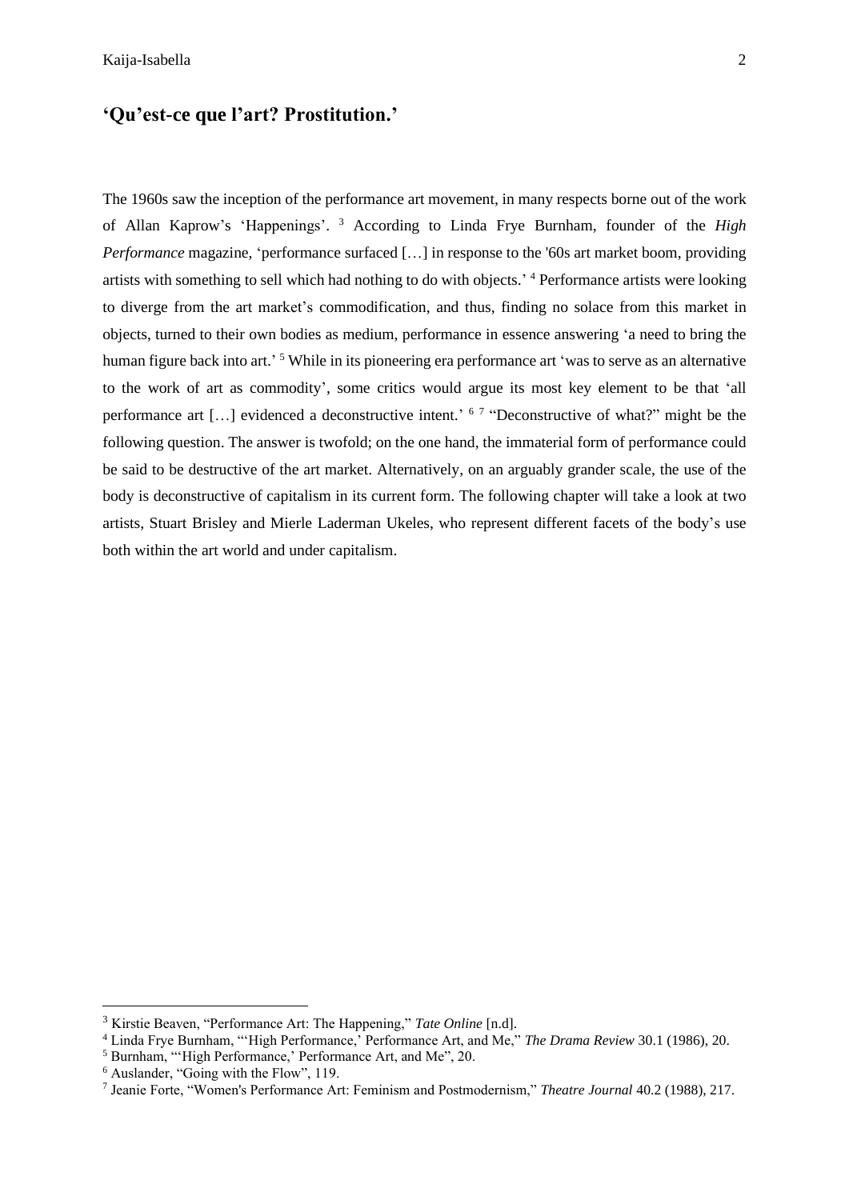## 'Qu'est-ce que l'art? Prostitution.'

The 1960s saw the inception of the performance art movement, in many respects borne out of the work of Allan Kaprow's 'Happenings'. [3] According to Linda Frye Burnham, founder of the *High Performance* magazine, 'performance surfaced […] in response to the '60s art market boom, providing artists with something to sell which had nothing to do with objects.' [4] Performance artists were looking to diverge from the art market's commodification, and thus, finding no solace from this market in objects, turned to their own bodies as medium, performance in essence answering 'a need to bring the human figure back into art.' [5] While in its pioneering era performance art 'was to serve as an alternative to the work of art as commodity', some critics would argue its most key element to be that 'all performance art […] evidenced a deconstructive intent.' [6] [7] "Deconstructive of what?" might be the following question. The answer is twofold; on the one hand, the immaterial form of performance could be said to be destructive of the art market. Alternatively, on an arguably grander scale, the use of the body is deconstructive of capitalism in its current form. The following chapter will take a look at two artists, Stuart Brisley and Mierle Laderman Ukeles, who represent different facets of the body's use both within the art world and under capitalism.

---

[3] Kirstie Beaven, "Performance Art: The Happening," *Tate Online* [n.d].

[4] Linda Frye Burnham, "'High Performance,' Performance Art, and Me," *The Drama Review* 30.1 (1986), 20.

[5] Burnham, "'High Performance,' Performance Art, and Me", 20.

[6] Auslander, "Going with the Flow", 119.

[7] Jeanie Forte, "Women's Performance Art: Feminism and Postmodernism," *Theatre Journal* 40.2 (1988), 217.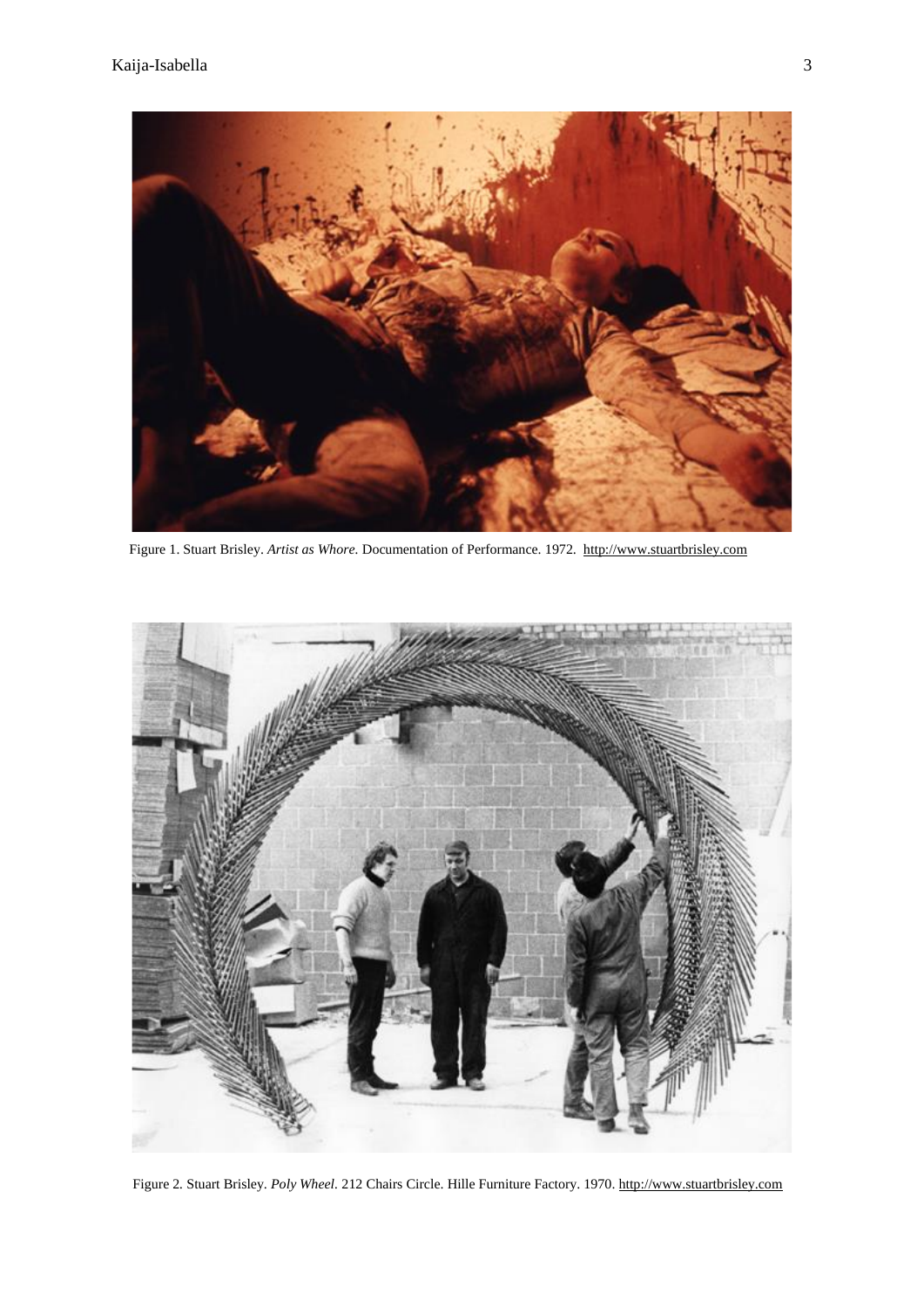Figure 1. Stuart Brisley. *Artist as Whore.* Documentation of Performance. 1972. http://www.stuartbrisley.com

Figure 2. Stuart Brisley. *Poly Wheel*. 212 Chairs Circle. Hille Furniture Factory. 1970. http://www.stuartbrisley.com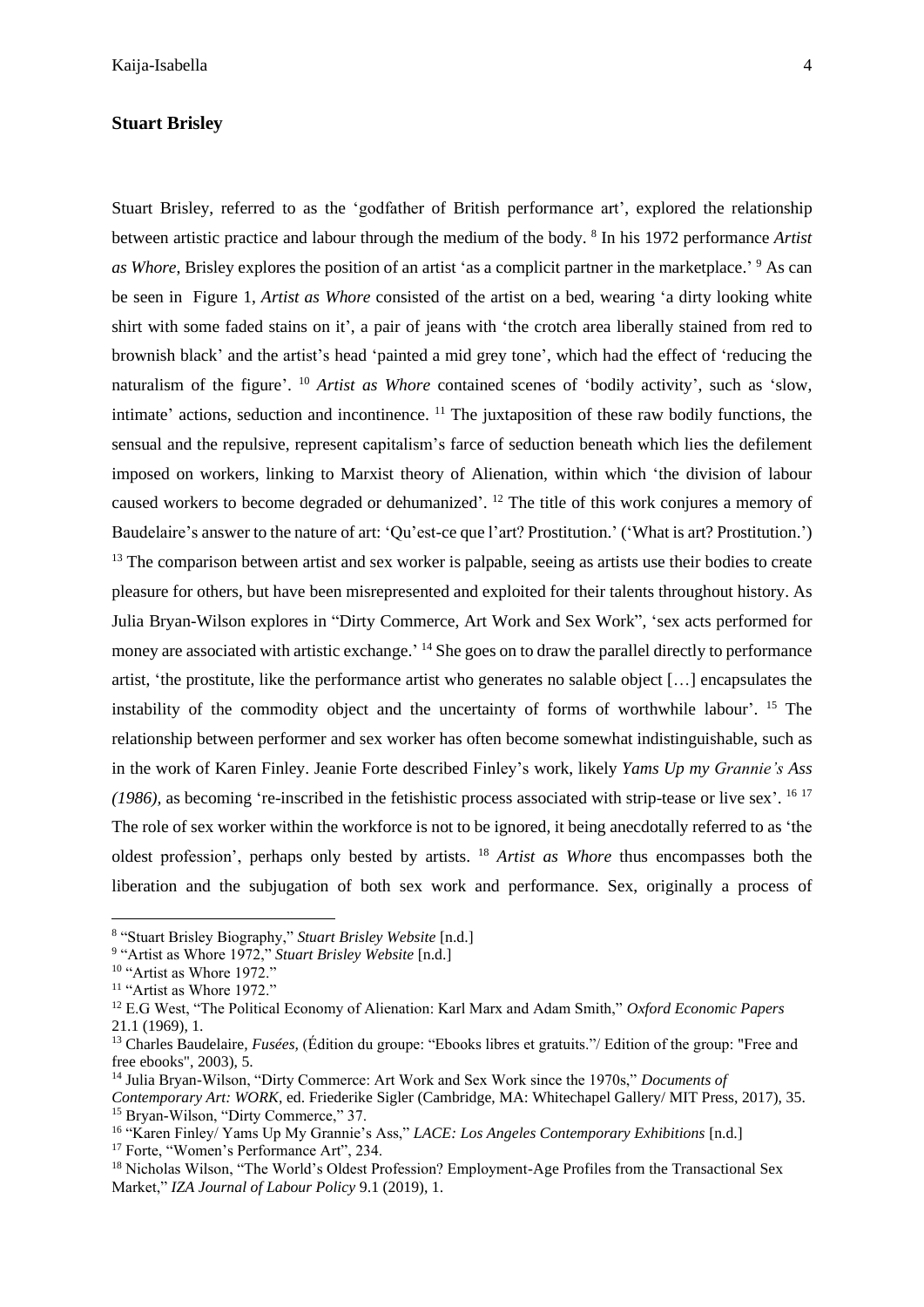## Stuart Brisley

Stuart Brisley, referred to as the 'godfather of British performance art', explored the relationship between artistic practice and labour through the medium of the body. [8] In his 1972 performance *Artist as Whore*, Brisley explores the position of an artist 'as a complicit partner in the marketplace.' [9] As can be seen in Figure 1, *Artist as Whore* consisted of the artist on a bed, wearing 'a dirty looking white shirt with some faded stains on it', a pair of jeans with 'the crotch area liberally stained from red to brownish black' and the artist's head 'painted a mid grey tone', which had the effect of 'reducing the naturalism of the figure'. [10] *Artist as Whore* contained scenes of 'bodily activity', such as 'slow, intimate' actions, seduction and incontinence. [11] The juxtaposition of these raw bodily functions, the sensual and the repulsive, represent capitalism's farce of seduction beneath which lies the defilement imposed on workers, linking to Marxist theory of Alienation, within which 'the division of labour caused workers to become degraded or dehumanized'. [12] The title of this work conjures a memory of Baudelaire's answer to the nature of art: 'Qu'est-ce que l'art? Prostitution.' ('What is art? Prostitution.') [13] The comparison between artist and sex worker is palpable, seeing as artists use their bodies to create pleasure for others, but have been misrepresented and exploited for their talents throughout history. As Julia Bryan-Wilson explores in "Dirty Commerce, Art Work and Sex Work", 'sex acts performed for money are associated with artistic exchange.' [14] She goes on to draw the parallel directly to performance artist, 'the prostitute, like the performance artist who generates no salable object […] encapsulates the instability of the commodity object and the uncertainty of forms of worthwhile labour'. [15] The relationship between performer and sex worker has often become somewhat indistinguishable, such as in the work of Karen Finley. Jeanie Forte described Finley's work, likely *Yams Up my Grannie's Ass (1986)*, as becoming 're-inscribed in the fetishistic process associated with strip-tease or live sex'. [16] [17] The role of sex worker within the workforce is not to be ignored, it being anecdotally referred to as 'the oldest profession', perhaps only bested by artists. [18] *Artist as Whore* thus encompasses both the liberation and the subjugation of both sex work and performance. Sex, originally a process of

---

[8] "Stuart Brisley Biography," *Stuart Brisley Website* [n.d.]

[9] "Artist as Whore 1972," *Stuart Brisley Website* [n.d.]

[10] "Artist as Whore 1972."

[11] "Artist as Whore 1972."

[12] E.G West, "The Political Economy of Alienation: Karl Marx and Adam Smith," *Oxford Economic Papers* 21.1 (1969), 1.

[13] Charles Baudelaire, *Fusées*, (Édition du groupe: "Ebooks libres et gratuits."/ Edition of the group: "Free and free ebooks", 2003), 5.

[14] Julia Bryan-Wilson, "Dirty Commerce: Art Work and Sex Work since the 1970s," *Documents of Contemporary Art: WORK*, ed. Friederike Sigler (Cambridge, MA: Whitechapel Gallery/ MIT Press, 2017), 35.

[15] Bryan-Wilson, "Dirty Commerce," 37.

[16] "Karen Finley/ Yams Up My Grannie's Ass," *LACE: Los Angeles Contemporary Exhibitions* [n.d.]

[17] Forte, "Women's Performance Art", 234.

[18] Nicholas Wilson, "The World's Oldest Profession? Employment-Age Profiles from the Transactional Sex Market," *IZA Journal of Labour Policy* 9.1 (2019), 1.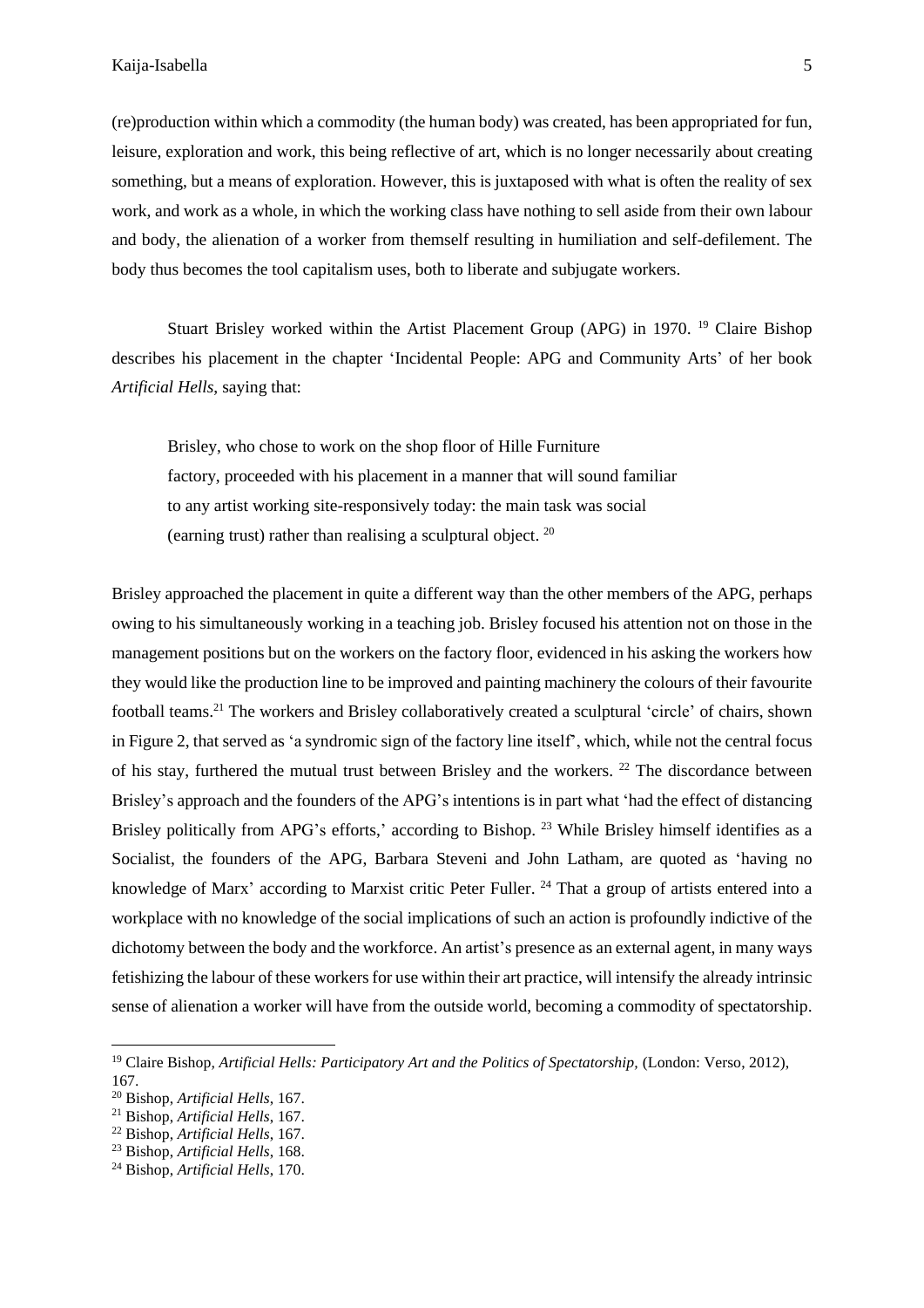(re)production within which a commodity (the human body) was created, has been appropriated for fun, leisure, exploration and work, this being reflective of art, which is no longer necessarily about creating something, but a means of exploration. However, this is juxtaposed with what is often the reality of sex work, and work as a whole, in which the working class have nothing to sell aside from their own labour and body, the alienation of a worker from themself resulting in humiliation and self-defilement. The body thus becomes the tool capitalism uses, both to liberate and subjugate workers.

Stuart Brisley worked within the Artist Placement Group (APG) in 1970. [19] Claire Bishop describes his placement in the chapter 'Incidental People: APG and Community Arts' of her book *Artificial Hells*, saying that:

> Brisley, who chose to work on the shop floor of Hille Furniture factory, proceeded with his placement in a manner that will sound familiar to any artist working site-responsively today: the main task was social (earning trust) rather than realising a sculptural object. [20]

Brisley approached the placement in quite a different way than the other members of the APG, perhaps owing to his simultaneously working in a teaching job. Brisley focused his attention not on those in the management positions but on the workers on the factory floor, evidenced in his asking the workers how they would like the production line to be improved and painting machinery the colours of their favourite football teams.[21] The workers and Brisley collaboratively created a sculptural 'circle' of chairs, shown in Figure 2, that served as 'a syndromic sign of the factory line itself', which, while not the central focus of his stay, furthered the mutual trust between Brisley and the workers. [22] The discordance between Brisley's approach and the founders of the APG's intentions is in part what 'had the effect of distancing Brisley politically from APG's efforts,' according to Bishop. [23] While Brisley himself identifies as a Socialist, the founders of the APG, Barbara Steveni and John Latham, are quoted as 'having no knowledge of Marx' according to Marxist critic Peter Fuller. [24] That a group of artists entered into a workplace with no knowledge of the social implications of such an action is profoundly indictive of the dichotomy between the body and the workforce. An artist's presence as an external agent, in many ways fetishizing the labour of these workers for use within their art practice, will intensify the already intrinsic sense of alienation a worker will have from the outside world, becoming a commodity of spectatorship.

---

[19] Claire Bishop, *Artificial Hells: Participatory Art and the Politics of Spectatorship,* (London: Verso, 2012), 167.

[20] Bishop, *Artificial Hells*, 167.

[21] Bishop, *Artificial Hells*, 167.

[22] Bishop, *Artificial Hells*, 167.

[23] Bishop, *Artificial Hells*, 168.

[24] Bishop, *Artificial Hells*, 170.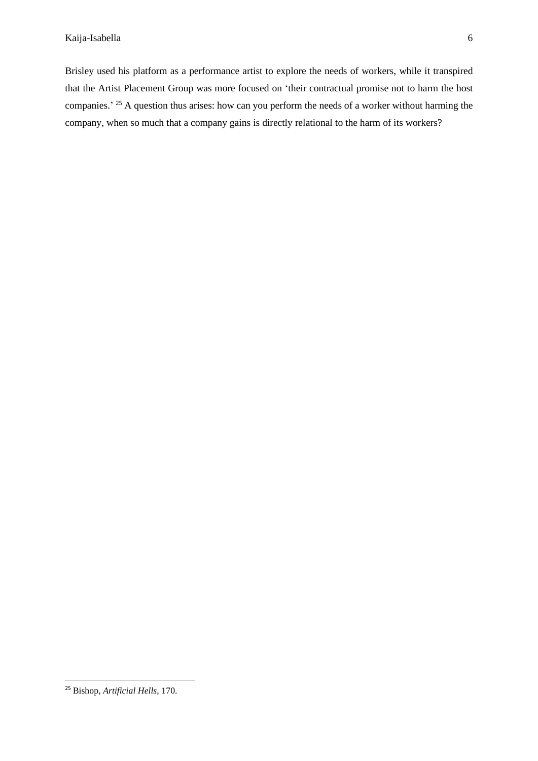Brisley used his platform as a performance artist to explore the needs of workers, while it transpired that the Artist Placement Group was more focused on 'their contractual promise not to harm the host companies.' [25] A question thus arises: how can you perform the needs of a worker without harming the company, when so much that a company gains is directly relational to the harm of its workers?

---

[25] Bishop, *Artificial Hells*, 170.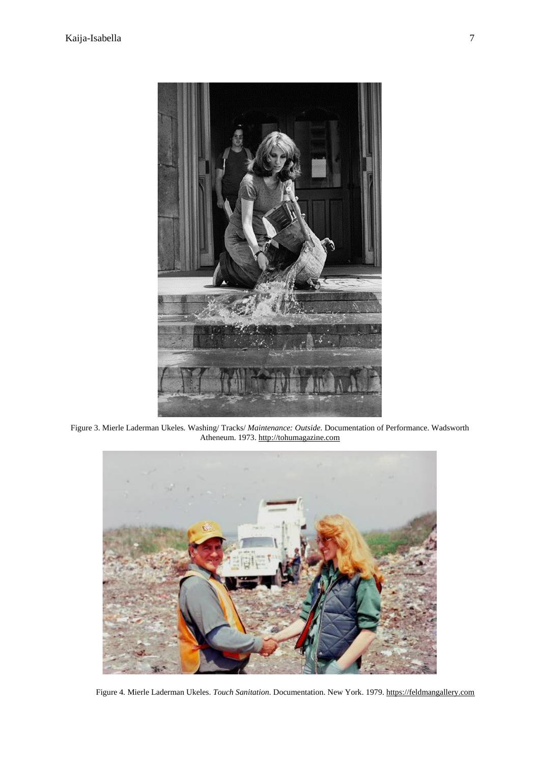Figure 3. Mierle Laderman Ukeles. Washing/ Tracks/ *Maintenance: Outside.* Documentation of Performance. Wadsworth Atheneum. 1973. http://tohumagazine.com

Figure 4. Mierle Laderman Ukeles. *Touch Sanitation*. Documentation. New York. 1979. https://feldmangallery.com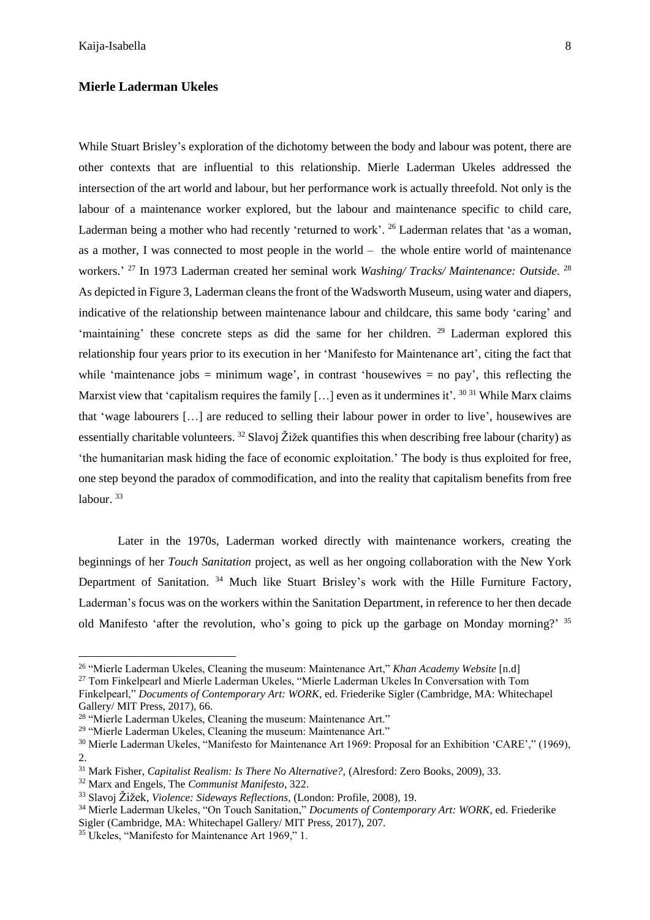### Mierle Laderman Ukeles

While Stuart Brisley's exploration of the dichotomy between the body and labour was potent, there are other contexts that are influential to this relationship. Mierle Laderman Ukeles addressed the intersection of the art world and labour, but her performance work is actually threefold. Not only is the labour of a maintenance worker explored, but the labour and maintenance specific to child care, Laderman being a mother who had recently 'returned to work'. [26] Laderman relates that 'as a woman, as a mother, I was connected to most people in the world – the whole entire world of maintenance workers.' [27] In 1973 Laderman created her seminal work *Washing/ Tracks/ Maintenance: Outside*. [28] As depicted in Figure 3, Laderman cleans the front of the Wadsworth Museum, using water and diapers, indicative of the relationship between maintenance labour and childcare, this same body 'caring' and 'maintaining' these concrete steps as did the same for her children. [29] Laderman explored this relationship four years prior to its execution in her 'Manifesto for Maintenance art', citing the fact that while 'maintenance jobs = minimum wage', in contrast 'housewives = no pay', this reflecting the Marxist view that 'capitalism requires the family […] even as it undermines it'. [30] [31] While Marx claims that 'wage labourers […] are reduced to selling their labour power in order to live', housewives are essentially charitable volunteers. [32] Slavoj Žižek quantifies this when describing free labour (charity) as 'the humanitarian mask hiding the face of economic exploitation.' The body is thus exploited for free, one step beyond the paradox of commodification, and into the reality that capitalism benefits from free labour. [33]

Later in the 1970s, Laderman worked directly with maintenance workers, creating the beginnings of her *Touch Sanitation* project, as well as her ongoing collaboration with the New York Department of Sanitation. [34] Much like Stuart Brisley's work with the Hille Furniture Factory, Laderman's focus was on the workers within the Sanitation Department, in reference to her then decade old Manifesto 'after the revolution, who's going to pick up the garbage on Monday morning?' [35]

---

[26] "Mierle Laderman Ukeles, Cleaning the museum: Maintenance Art," *Khan Academy Website* [n.d]

[27] Tom Finkelpearl and Mierle Laderman Ukeles, "Mierle Laderman Ukeles In Conversation with Tom Finkelpearl," *Documents of Contemporary Art: WORK*, ed. Friederike Sigler (Cambridge, MA: Whitechapel Gallery/ MIT Press, 2017), 66.

[28] "Mierle Laderman Ukeles, Cleaning the museum: Maintenance Art."

[29] "Mierle Laderman Ukeles, Cleaning the museum: Maintenance Art."

[30] Mierle Laderman Ukeles, "Manifesto for Maintenance Art 1969: Proposal for an Exhibition 'CARE'," (1969), 2.

[31] Mark Fisher, *Capitalist Realism: Is There No Alternative?,* (Alresford: Zero Books, 2009), 33.

[32] Marx and Engels, The *Communist Manifesto*, 322.

[33] Slavoj Žižek, *Violence: Sideways Reflections*, (London: Profile, 2008), 19.

[34] Mierle Laderman Ukeles, "On Touch Sanitation," *Documents of Contemporary Art: WORK*, ed. Friederike Sigler (Cambridge, MA: Whitechapel Gallery/ MIT Press, 2017), 207.

[35] Ukeles, "Manifesto for Maintenance Art 1969," 1.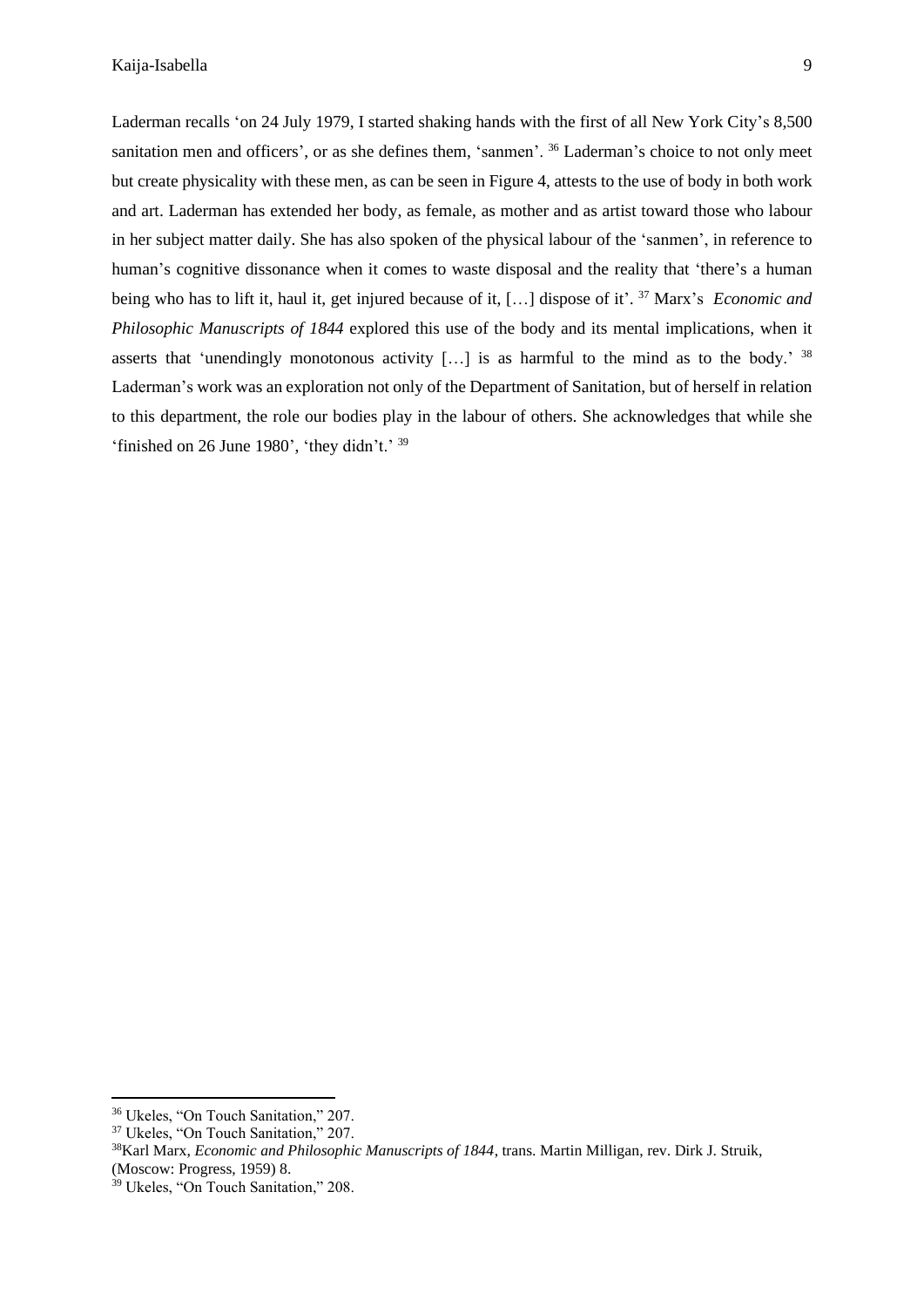Laderman recalls 'on 24 July 1979, I started shaking hands with the first of all New York City's 8,500 sanitation men and officers', or as she defines them, 'sanmen'. [36] Laderman's choice to not only meet but create physicality with these men, as can be seen in Figure 4, attests to the use of body in both work and art. Laderman has extended her body, as female, as mother and as artist toward those who labour in her subject matter daily. She has also spoken of the physical labour of the 'sanmen', in reference to human's cognitive dissonance when it comes to waste disposal and the reality that 'there's a human being who has to lift it, haul it, get injured because of it, […] dispose of it'. [37] Marx's *Economic and Philosophic Manuscripts of 1844* explored this use of the body and its mental implications, when it asserts that 'unendingly monotonous activity […] is as harmful to the mind as to the body.' [38] Laderman's work was an exploration not only of the Department of Sanitation, but of herself in relation to this department, the role our bodies play in the labour of others. She acknowledges that while she 'finished on 26 June 1980', 'they didn't.' [39]

---

[36] Ukeles, "On Touch Sanitation," 207.

[37] Ukeles, "On Touch Sanitation," 207.

[38] Karl Marx, *Economic and Philosophic Manuscripts of 1844*, trans. Martin Milligan, rev. Dirk J. Struik, (Moscow: Progress, 1959) 8.

[39] Ukeles, "On Touch Sanitation," 208.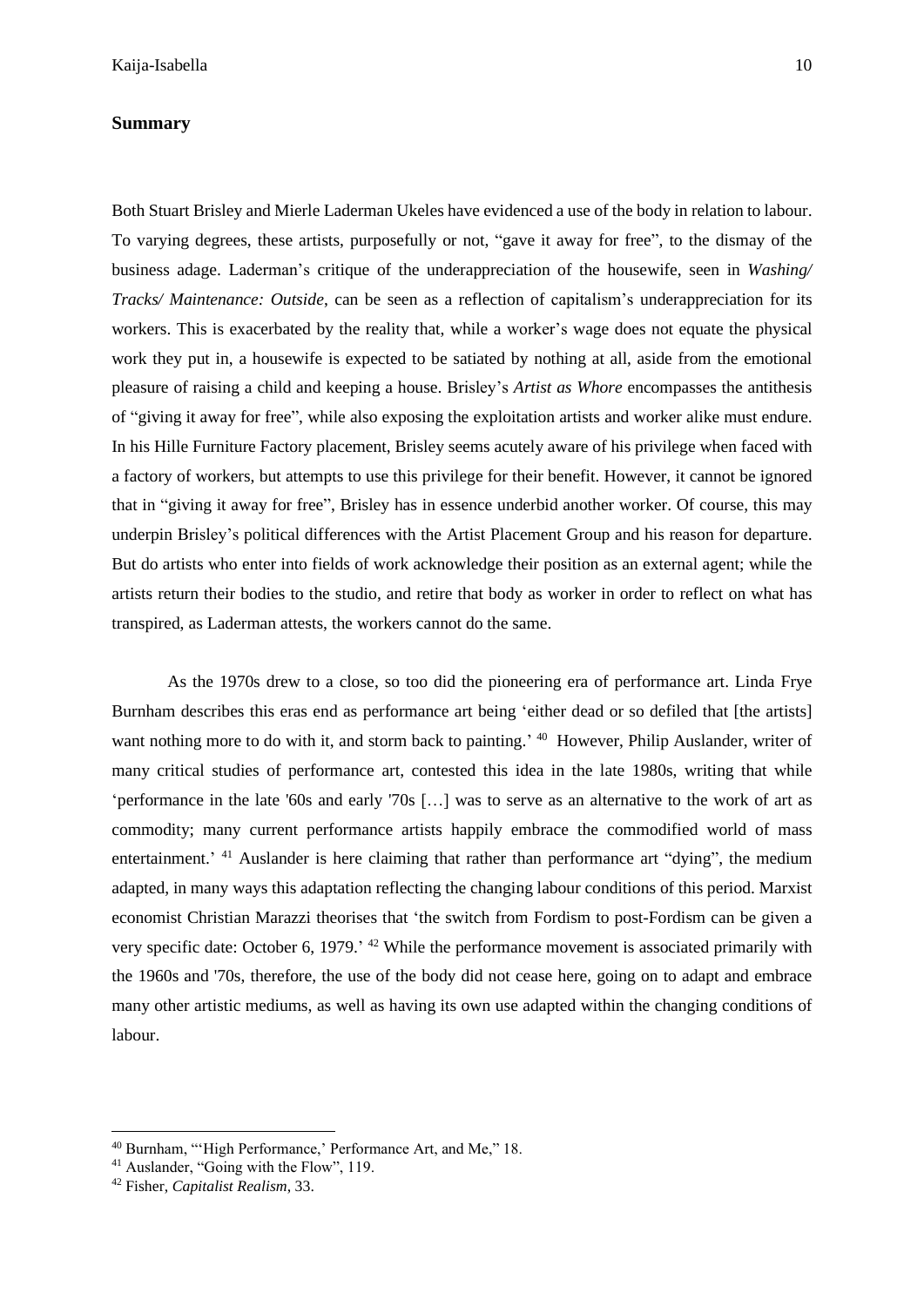## Summary

Both Stuart Brisley and Mierle Laderman Ukeles have evidenced a use of the body in relation to labour. To varying degrees, these artists, purposefully or not, "gave it away for free", to the dismay of the business adage. Laderman's critique of the underappreciation of the housewife, seen in *Washing/ Tracks/ Maintenance: Outside*, can be seen as a reflection of capitalism's underappreciation for its workers. This is exacerbated by the reality that, while a worker's wage does not equate the physical work they put in, a housewife is expected to be satiated by nothing at all, aside from the emotional pleasure of raising a child and keeping a house. Brisley's *Artist as Whore* encompasses the antithesis of "giving it away for free", while also exposing the exploitation artists and worker alike must endure. In his Hille Furniture Factory placement, Brisley seems acutely aware of his privilege when faced with a factory of workers, but attempts to use this privilege for their benefit. However, it cannot be ignored that in "giving it away for free", Brisley has in essence underbid another worker. Of course, this may underpin Brisley's political differences with the Artist Placement Group and his reason for departure. But do artists who enter into fields of work acknowledge their position as an external agent; while the artists return their bodies to the studio, and retire that body as worker in order to reflect on what has transpired, as Laderman attests, the workers cannot do the same.

As the 1970s drew to a close, so too did the pioneering era of performance art. Linda Frye Burnham describes this eras end as performance art being 'either dead or so defiled that [the artists] want nothing more to do with it, and storm back to painting.' [40] However, Philip Auslander, writer of many critical studies of performance art, contested this idea in the late 1980s, writing that while 'performance in the late '60s and early '70s […] was to serve as an alternative to the work of art as commodity; many current performance artists happily embrace the commodified world of mass entertainment.' [41] Auslander is here claiming that rather than performance art "dying", the medium adapted, in many ways this adaptation reflecting the changing labour conditions of this period. Marxist economist Christian Marazzi theorises that 'the switch from Fordism to post-Fordism can be given a very specific date: October 6, 1979.' [42] While the performance movement is associated primarily with the 1960s and '70s, therefore, the use of the body did not cease here, going on to adapt and embrace many other artistic mediums, as well as having its own use adapted within the changing conditions of labour.

---

[40] Burnham, "'High Performance,' Performance Art, and Me," 18.

[41] Auslander, "Going with the Flow", 119.

[42] Fisher, *Capitalist Realism*, 33.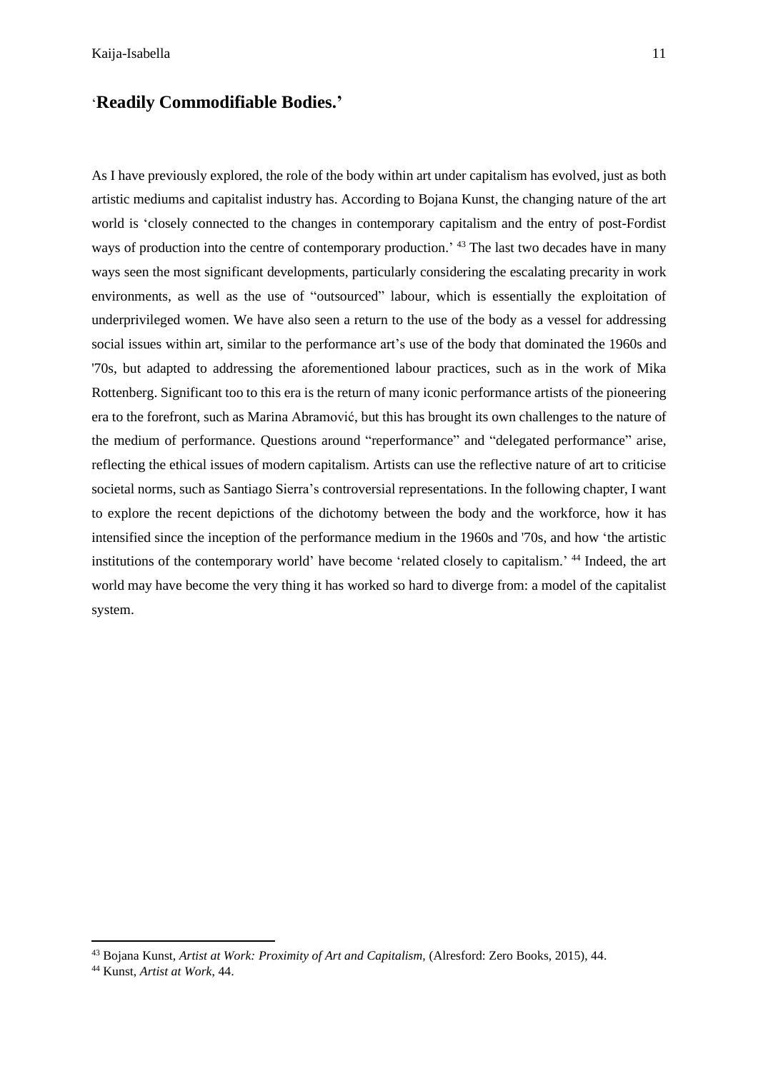## '**Readily Commodifiable Bodies.'**

As I have previously explored, the role of the body within art under capitalism has evolved, just as both artistic mediums and capitalist industry has. According to Bojana Kunst, the changing nature of the art world is 'closely connected to the changes in contemporary capitalism and the entry of post-Fordist ways of production into the centre of contemporary production.' [43] The last two decades have in many ways seen the most significant developments, particularly considering the escalating precarity in work environments, as well as the use of "outsourced" labour, which is essentially the exploitation of underprivileged women. We have also seen a return to the use of the body as a vessel for addressing social issues within art, similar to the performance art's use of the body that dominated the 1960s and '70s, but adapted to addressing the aforementioned labour practices, such as in the work of Mika Rottenberg. Significant too to this era is the return of many iconic performance artists of the pioneering era to the forefront, such as Marina Abramović, but this has brought its own challenges to the nature of the medium of performance. Questions around "reperformance" and "delegated performance" arise, reflecting the ethical issues of modern capitalism. Artists can use the reflective nature of art to criticise societal norms, such as Santiago Sierra's controversial representations. In the following chapter, I want to explore the recent depictions of the dichotomy between the body and the workforce, how it has intensified since the inception of the performance medium in the 1960s and '70s, and how 'the artistic institutions of the contemporary world' have become 'related closely to capitalism.' [44] Indeed, the art world may have become the very thing it has worked so hard to diverge from: a model of the capitalist system.

---

[43] Bojana Kunst, *Artist at Work: Proximity of Art and Capitalism,* (Alresford: Zero Books, 2015), 44.

[44] Kunst, *Artist at Work*, 44.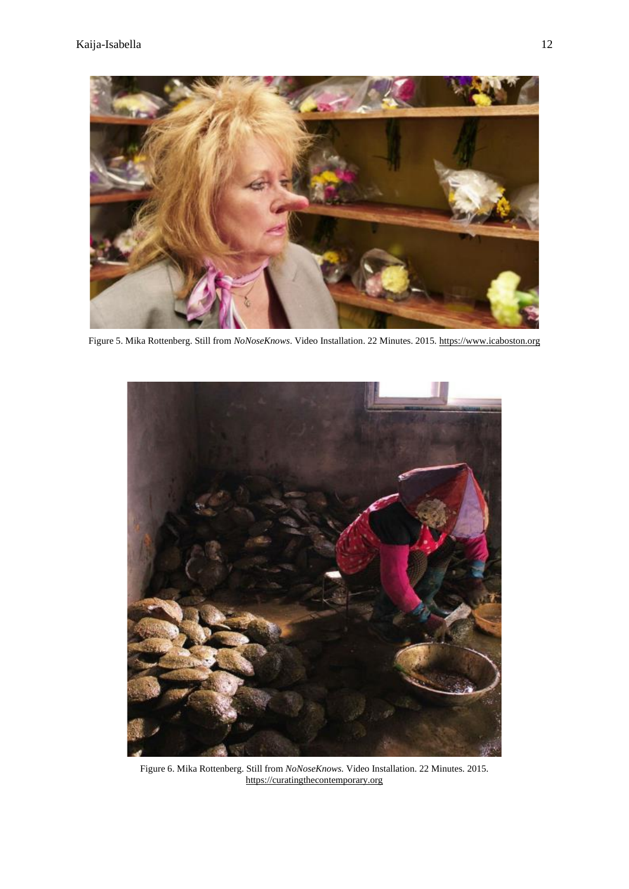Figure 5. Mika Rottenberg. Still from *NoNoseKnows*. Video Installation. 22 Minutes. 2015. https://www.icaboston.org

Figure 6. Mika Rottenberg. Still from *NoNoseKnows.* Video Installation. 22 Minutes. 2015. https://curatingthecontemporary.org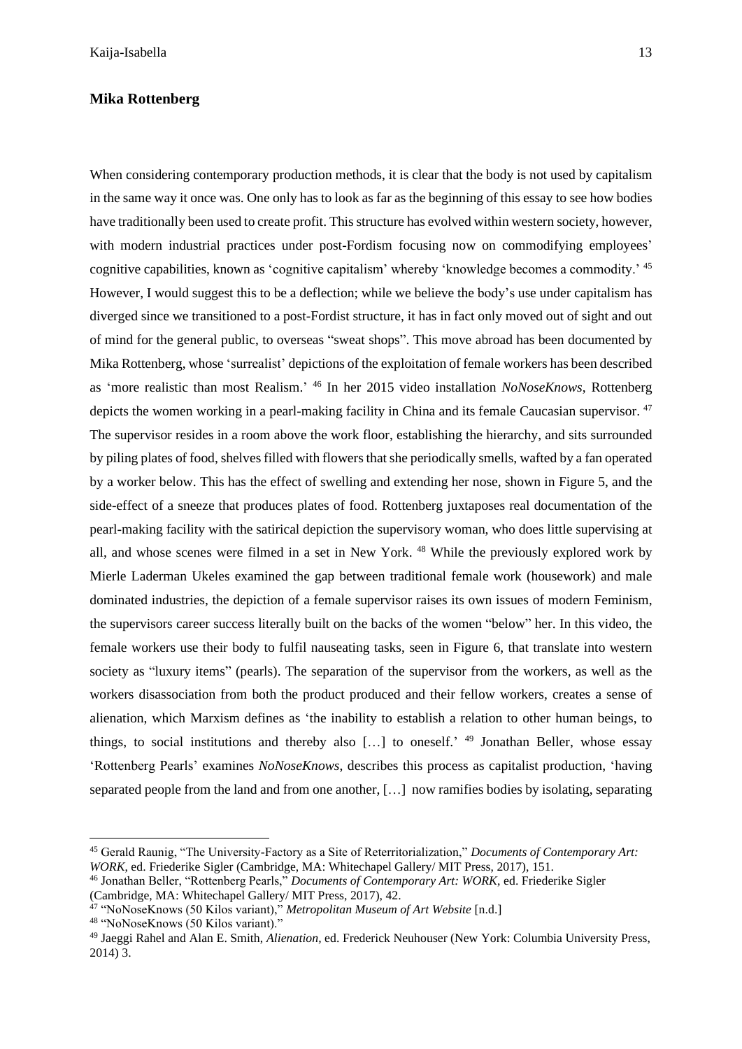## Mika Rottenberg

When considering contemporary production methods, it is clear that the body is not used by capitalism in the same way it once was. One only has to look as far as the beginning of this essay to see how bodies have traditionally been used to create profit. This structure has evolved within western society, however, with modern industrial practices under post-Fordism focusing now on commodifying employees' cognitive capabilities, known as 'cognitive capitalism' whereby 'knowledge becomes a commodity.' [45] However, I would suggest this to be a deflection; while we believe the body's use under capitalism has diverged since we transitioned to a post-Fordist structure, it has in fact only moved out of sight and out of mind for the general public, to overseas "sweat shops". This move abroad has been documented by Mika Rottenberg, whose 'surrealist' depictions of the exploitation of female workers has been described as 'more realistic than most Realism.' [46] In her 2015 video installation *NoNoseKnows*, Rottenberg depicts the women working in a pearl-making facility in China and its female Caucasian supervisor. [47] The supervisor resides in a room above the work floor, establishing the hierarchy, and sits surrounded by piling plates of food, shelves filled with flowers that she periodically smells, wafted by a fan operated by a worker below. This has the effect of swelling and extending her nose, shown in Figure 5, and the side-effect of a sneeze that produces plates of food. Rottenberg juxtaposes real documentation of the pearl-making facility with the satirical depiction the supervisory woman, who does little supervising at all, and whose scenes were filmed in a set in New York. [48] While the previously explored work by Mierle Laderman Ukeles examined the gap between traditional female work (housework) and male dominated industries, the depiction of a female supervisor raises its own issues of modern Feminism, the supervisors career success literally built on the backs of the women "below" her. In this video, the female workers use their body to fulfil nauseating tasks, seen in Figure 6, that translate into western society as "luxury items" (pearls). The separation of the supervisor from the workers, as well as the workers disassociation from both the product produced and their fellow workers, creates a sense of alienation, which Marxism defines as 'the inability to establish a relation to other human beings, to things, to social institutions and thereby also […] to oneself.' [49] Jonathan Beller, whose essay 'Rottenberg Pearls' examines *NoNoseKnows*, describes this process as capitalist production, 'having separated people from the land and from one another, […] now ramifies bodies by isolating, separating

---

[45] Gerald Raunig, "The University-Factory as a Site of Reterritorialization," *Documents of Contemporary Art: WORK*, ed. Friederike Sigler (Cambridge, MA: Whitechapel Gallery/ MIT Press, 2017), 151.

[46] Jonathan Beller, "Rottenberg Pearls," *Documents of Contemporary Art: WORK*, ed. Friederike Sigler (Cambridge, MA: Whitechapel Gallery/ MIT Press, 2017), 42.

[47] "NoNoseKnows (50 Kilos variant)," *Metropolitan Museum of Art Website* [n.d.]

[48] "NoNoseKnows (50 Kilos variant)."

[49] Jaeggi Rahel and Alan E. Smith, *Alienation*, ed. Frederick Neuhouser (New York: Columbia University Press, 2014) 3.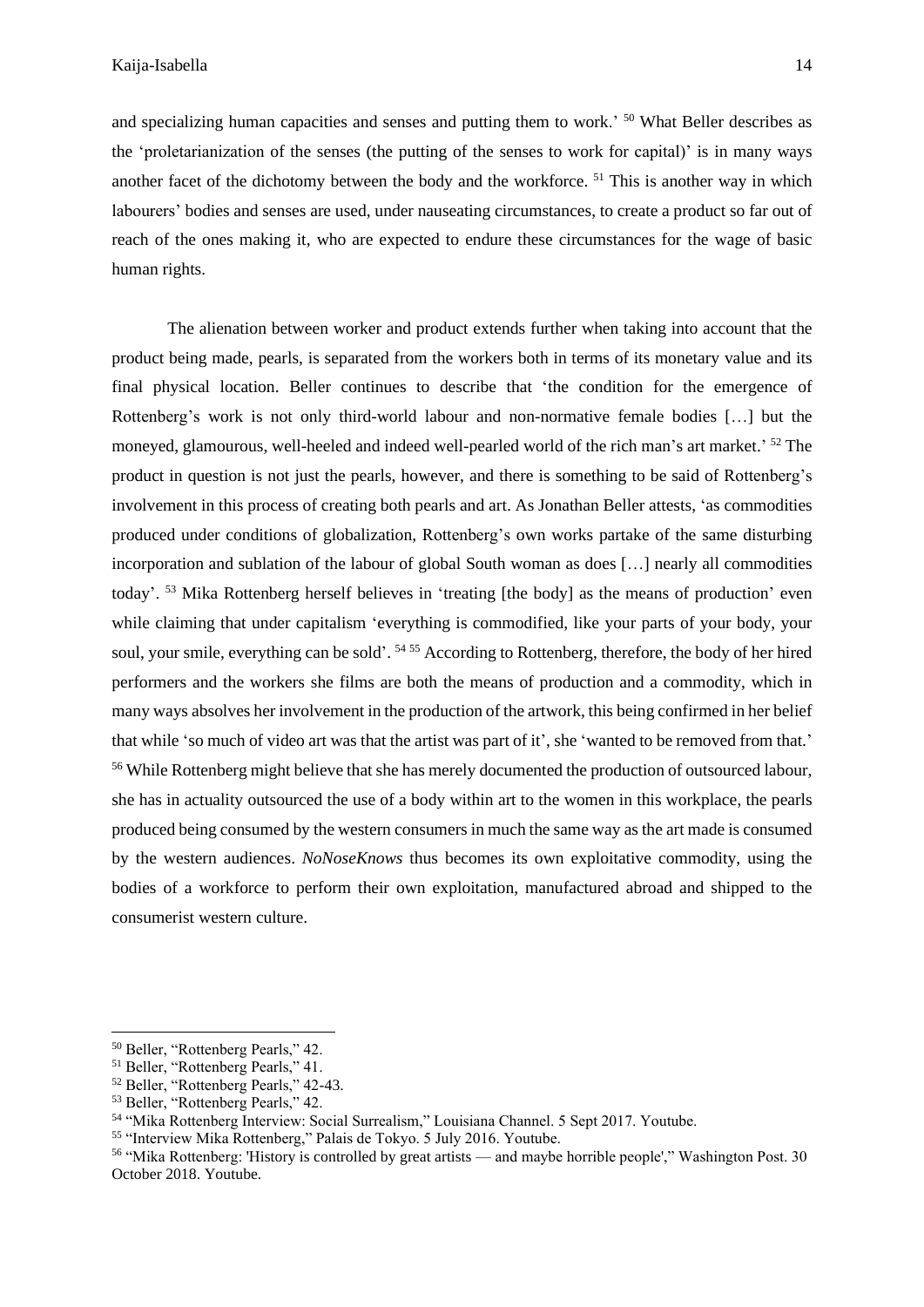and specializing human capacities and senses and putting them to work.' [50] What Beller describes as the 'proletarianization of the senses (the putting of the senses to work for capital)' is in many ways another facet of the dichotomy between the body and the workforce. [51] This is another way in which labourers' bodies and senses are used, under nauseating circumstances, to create a product so far out of reach of the ones making it, who are expected to endure these circumstances for the wage of basic human rights.

The alienation between worker and product extends further when taking into account that the product being made, pearls, is separated from the workers both in terms of its monetary value and its final physical location. Beller continues to describe that 'the condition for the emergence of Rottenberg's work is not only third-world labour and non-normative female bodies […] but the moneyed, glamourous, well-heeled and indeed well-pearled world of the rich man's art market.' [52] The product in question is not just the pearls, however, and there is something to be said of Rottenberg's involvement in this process of creating both pearls and art. As Jonathan Beller attests, 'as commodities produced under conditions of globalization, Rottenberg's own works partake of the same disturbing incorporation and sublation of the labour of global South woman as does […] nearly all commodities today'. [53] Mika Rottenberg herself believes in 'treating [the body] as the means of production' even while claiming that under capitalism 'everything is commodified, like your parts of your body, your soul, your smile, everything can be sold'. [54] [55] According to Rottenberg, therefore, the body of her hired performers and the workers she films are both the means of production and a commodity, which in many ways absolves her involvement in the production of the artwork, this being confirmed in her belief that while 'so much of video art was that the artist was part of it', she 'wanted to be removed from that.' [56] While Rottenberg might believe that she has merely documented the production of outsourced labour, she has in actuality outsourced the use of a body within art to the women in this workplace, the pearls produced being consumed by the western consumers in much the same way as the art made is consumed by the western audiences. *NoNoseKnows* thus becomes its own exploitative commodity, using the bodies of a workforce to perform their own exploitation, manufactured abroad and shipped to the consumerist western culture.

---

[50] Beller, "Rottenberg Pearls," 42.

[51] Beller, "Rottenberg Pearls," 41.

[52] Beller, "Rottenberg Pearls," 42-43.

[53] Beller, "Rottenberg Pearls," 42.

[54] "Mika Rottenberg Interview: Social Surrealism," Louisiana Channel. 5 Sept 2017. Youtube.

[55] "Interview Mika Rottenberg," Palais de Tokyo. 5 July 2016. Youtube.

[56] "Mika Rottenberg: 'History is controlled by great artists — and maybe horrible people'," Washington Post. 30 October 2018. Youtube.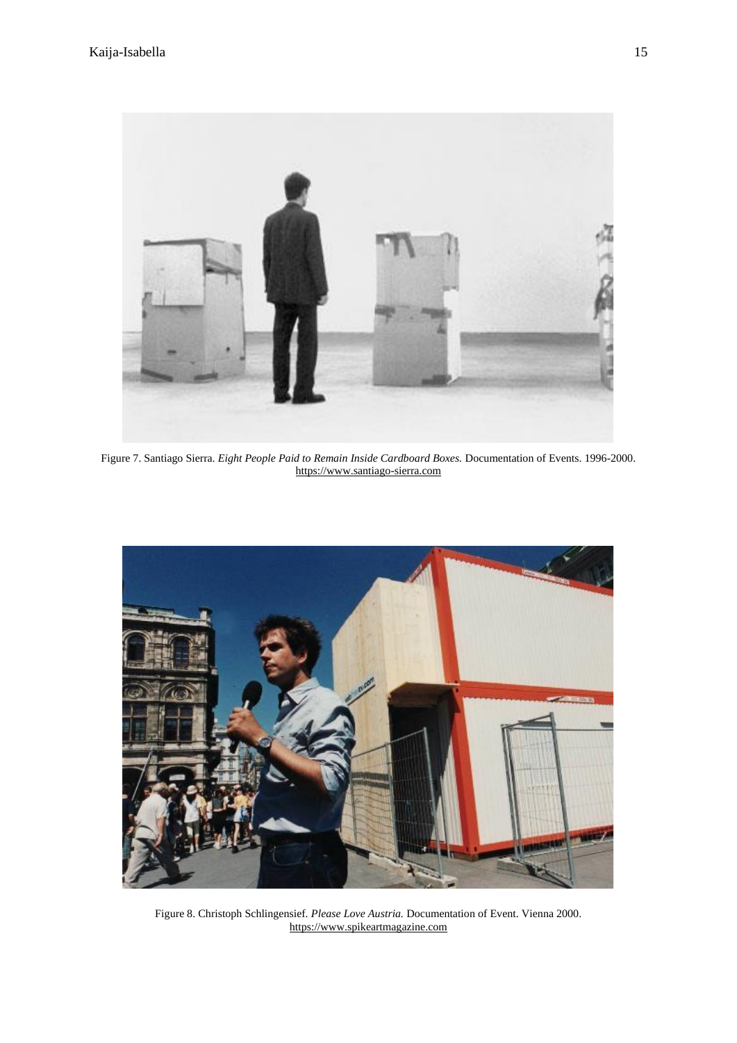Figure 7. Santiago Sierra. *Eight People Paid to Remain Inside Cardboard Boxes.* Documentation of Events. 1996-2000. https://www.santiago-sierra.com

Figure 8. Christoph Schlingensief. *Please Love Austria.* Documentation of Event. Vienna 2000. https://www.spikeartmagazine.com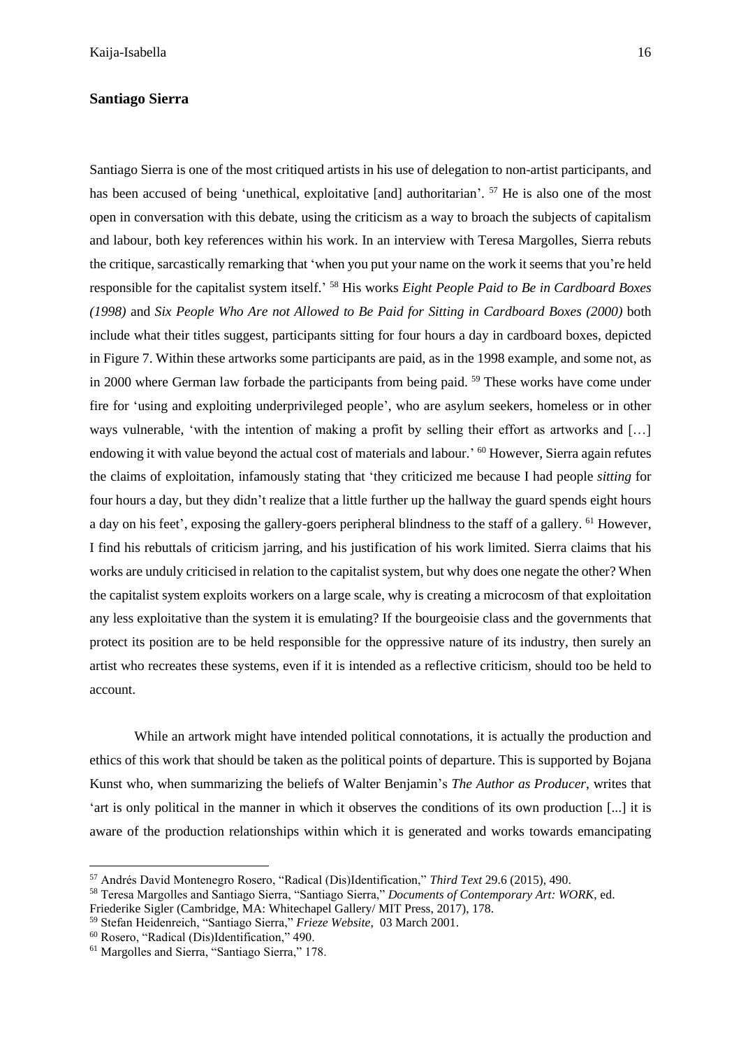## Santiago Sierra

Santiago Sierra is one of the most critiqued artists in his use of delegation to non-artist participants, and has been accused of being 'unethical, exploitative [and] authoritarian'. [57] He is also one of the most open in conversation with this debate, using the criticism as a way to broach the subjects of capitalism and labour, both key references within his work. In an interview with Teresa Margolles, Sierra rebuts the critique, sarcastically remarking that 'when you put your name on the work it seems that you're held responsible for the capitalist system itself.' [58] His works *Eight People Paid to Be in Cardboard Boxes (1998)* and *Six People Who Are not Allowed to Be Paid for Sitting in Cardboard Boxes (2000)* both include what their titles suggest, participants sitting for four hours a day in cardboard boxes, depicted in Figure 7. Within these artworks some participants are paid, as in the 1998 example, and some not, as in 2000 where German law forbade the participants from being paid. [59] These works have come under fire for 'using and exploiting underprivileged people', who are asylum seekers, homeless or in other ways vulnerable, 'with the intention of making a profit by selling their effort as artworks and […] endowing it with value beyond the actual cost of materials and labour.' [60] However, Sierra again refutes the claims of exploitation, infamously stating that 'they criticized me because I had people *sitting* for four hours a day, but they didn't realize that a little further up the hallway the guard spends eight hours a day on his feet', exposing the gallery-goers peripheral blindness to the staff of a gallery. [61] However, I find his rebuttals of criticism jarring, and his justification of his work limited. Sierra claims that his works are unduly criticised in relation to the capitalist system, but why does one negate the other? When the capitalist system exploits workers on a large scale, why is creating a microcosm of that exploitation any less exploitative than the system it is emulating? If the bourgeoisie class and the governments that protect its position are to be held responsible for the oppressive nature of its industry, then surely an artist who recreates these systems, even if it is intended as a reflective criticism, should too be held to account.

While an artwork might have intended political connotations, it is actually the production and ethics of this work that should be taken as the political points of departure. This is supported by Bojana Kunst who, when summarizing the beliefs of Walter Benjamin's *The Author as Producer*, writes that 'art is only political in the manner in which it observes the conditions of its own production [...] it is aware of the production relationships within which it is generated and works towards emancipating

---

[57] Andrés David Montenegro Rosero, "Radical (Dis)Identification," *Third Text* 29.6 (2015), 490.

[58] Teresa Margolles and Santiago Sierra, "Santiago Sierra," *Documents of Contemporary Art: WORK*, ed. Friederike Sigler (Cambridge, MA: Whitechapel Gallery/ MIT Press, 2017), 178.

[59] Stefan Heidenreich, "Santiago Sierra," *Frieze Website*, 03 March 2001.

[60] Rosero, "Radical (Dis)Identification," 490.

[61] Margolles and Sierra, "Santiago Sierra," 178.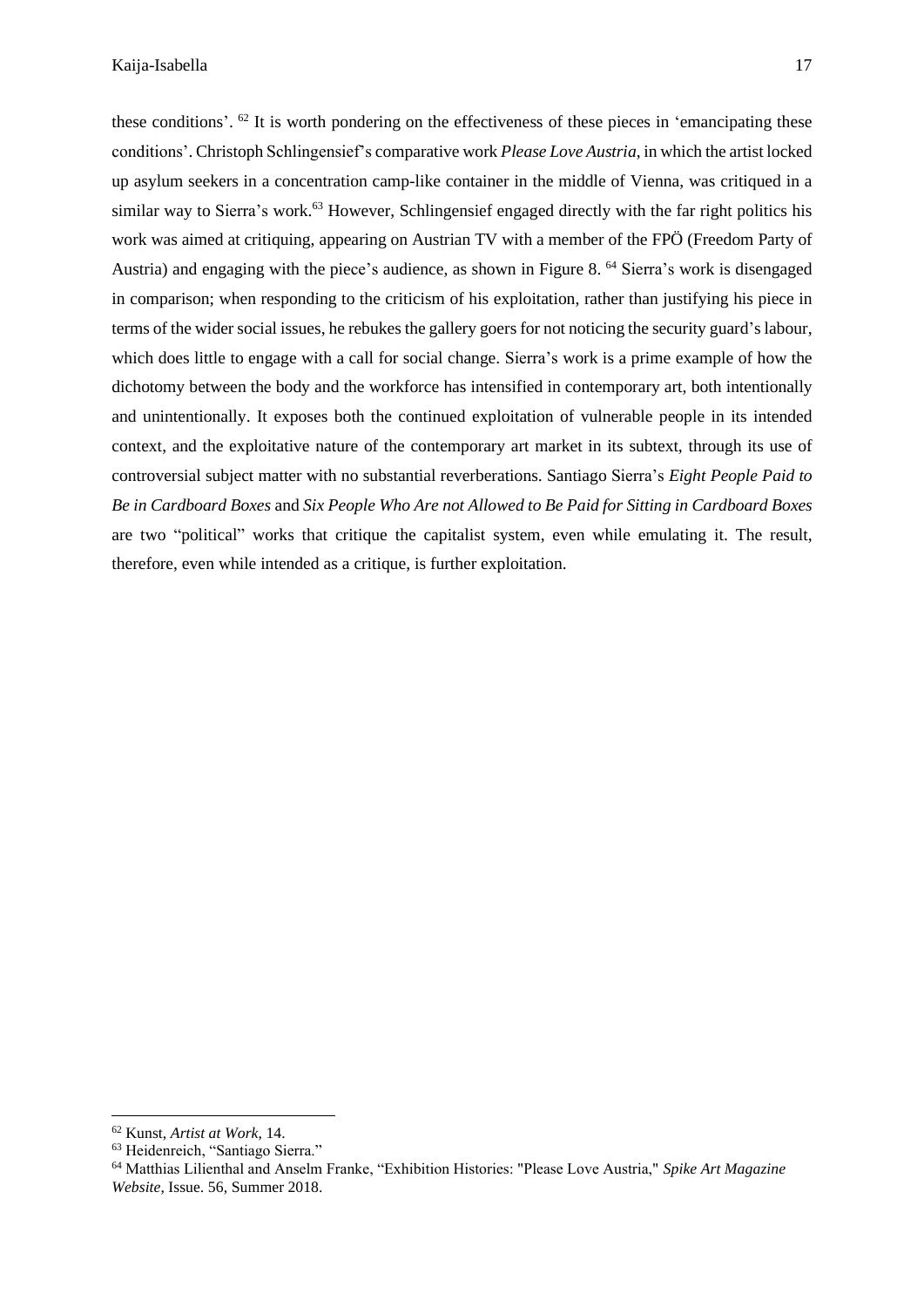these conditions'. [62] It is worth pondering on the effectiveness of these pieces in 'emancipating these conditions'. Christoph Schlingensief's comparative work *Please Love Austria*, in which the artist locked up asylum seekers in a concentration camp-like container in the middle of Vienna, was critiqued in a similar way to Sierra's work.[63] However, Schlingensief engaged directly with the far right politics his work was aimed at critiquing, appearing on Austrian TV with a member of the FPÖ (Freedom Party of Austria) and engaging with the piece's audience, as shown in Figure 8. [64] Sierra's work is disengaged in comparison; when responding to the criticism of his exploitation, rather than justifying his piece in terms of the wider social issues, he rebukes the gallery goers for not noticing the security guard's labour, which does little to engage with a call for social change. Sierra's work is a prime example of how the dichotomy between the body and the workforce has intensified in contemporary art, both intentionally and unintentionally. It exposes both the continued exploitation of vulnerable people in its intended context, and the exploitative nature of the contemporary art market in its subtext, through its use of controversial subject matter with no substantial reverberations. Santiago Sierra's *Eight People Paid to Be in Cardboard Boxes* and *Six People Who Are not Allowed to Be Paid for Sitting in Cardboard Boxes* are two "political" works that critique the capitalist system, even while emulating it. The result, therefore, even while intended as a critique, is further exploitation.

---

[62] Kunst, *Artist at Work*, 14.

[63] Heidenreich, "Santiago Sierra."

[64] Matthias Lilienthal and Anselm Franke, "Exhibition Histories: "Please Love Austria," *Spike Art Magazine Website*, Issue. 56, Summer 2018.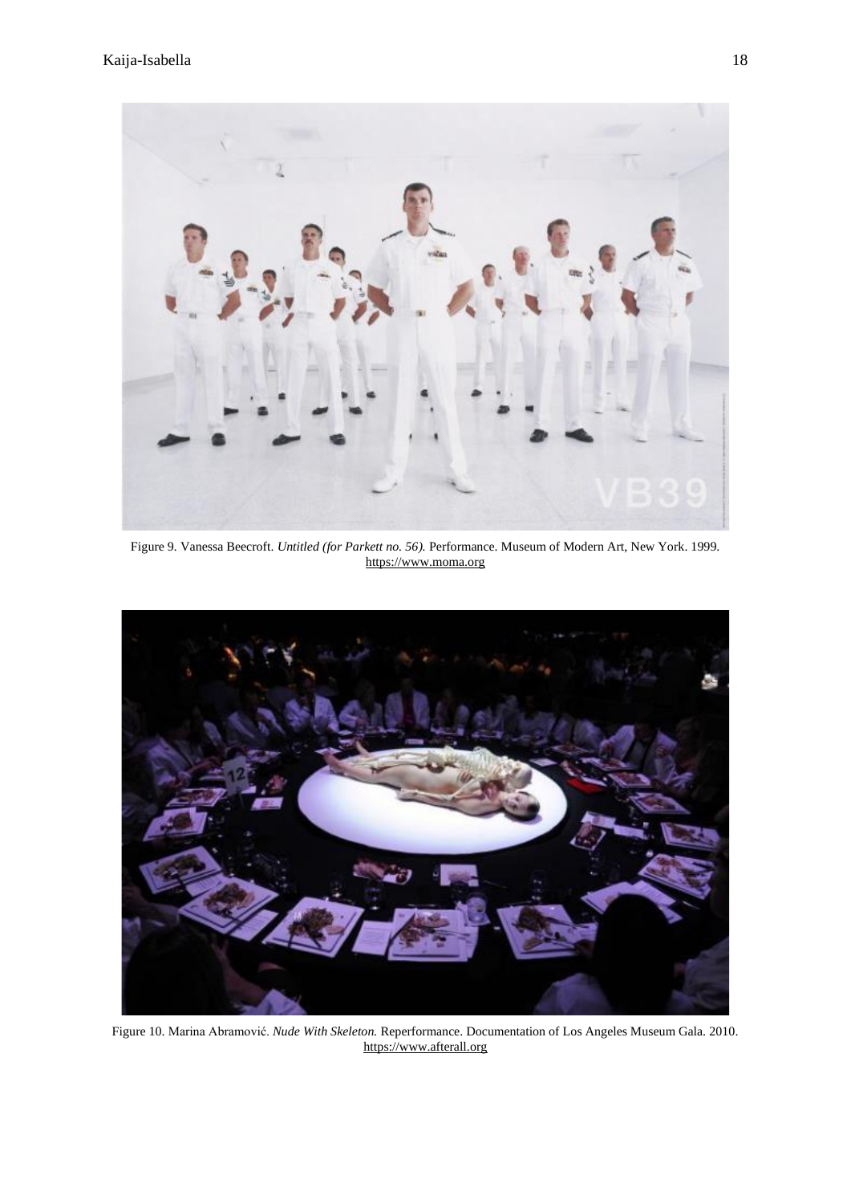Figure 9. Vanessa Beecroft. *Untitled (for Parkett no. 56).* Performance. Museum of Modern Art, New York. 1999. https://www.moma.org

Figure 10. Marina Abramović. *Nude With Skeleton.* Reperformance. Documentation of Los Angeles Museum Gala. 2010. https://www.afterall.org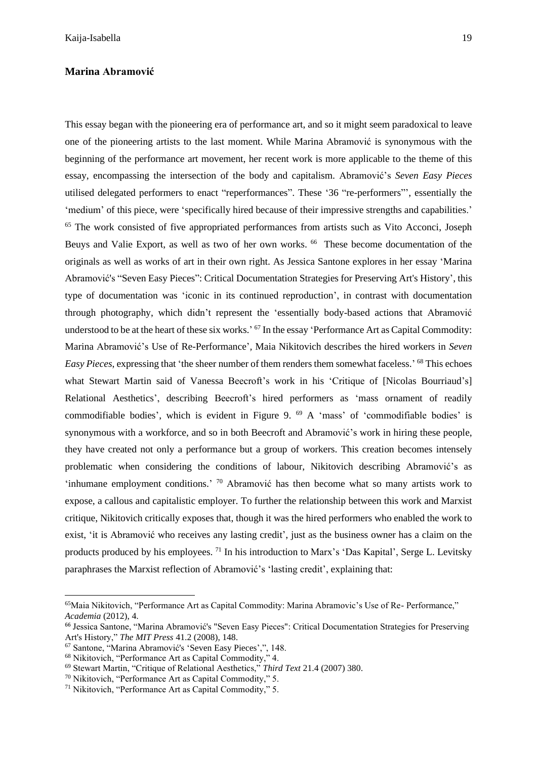### Marina Abramović

This essay began with the pioneering era of performance art, and so it might seem paradoxical to leave one of the pioneering artists to the last moment. While Marina Abramović is synonymous with the beginning of the performance art movement, her recent work is more applicable to the theme of this essay, encompassing the intersection of the body and capitalism. Abramović's *Seven Easy Pieces* utilised delegated performers to enact "reperformances". These '36 "re-performers"', essentially the 'medium' of this piece, were 'specifically hired because of their impressive strengths and capabilities.' [65] The work consisted of five appropriated performances from artists such as Vito Acconci, Joseph Beuys and Valie Export, as well as two of her own works. [66] These become documentation of the originals as well as works of art in their own right. As Jessica Santone explores in her essay 'Marina Abramović's "Seven Easy Pieces": Critical Documentation Strategies for Preserving Art's History', this type of documentation was 'iconic in its continued reproduction', in contrast with documentation through photography, which didn't represent the 'essentially body-based actions that Abramović understood to be at the heart of these six works.' [67] In the essay 'Performance Art as Capital Commodity: Marina Abramović's Use of Re-Performance', Maia Nikitovich describes the hired workers in *Seven Easy Pieces*, expressing that 'the sheer number of them renders them somewhat faceless.' [68] This echoes what Stewart Martin said of Vanessa Beecroft's work in his 'Critique of [Nicolas Bourriaud's] Relational Aesthetics', describing Beecroft's hired performers as 'mass ornament of readily commodifiable bodies', which is evident in Figure 9. [69] A 'mass' of 'commodifiable bodies' is synonymous with a workforce, and so in both Beecroft and Abramović's work in hiring these people, they have created not only a performance but a group of workers. This creation becomes intensely problematic when considering the conditions of labour, Nikitovich describing Abramović's as 'inhumane employment conditions.' [70] Abramović has then become what so many artists work to expose, a callous and capitalistic employer. To further the relationship between this work and Marxist critique, Nikitovich critically exposes that, though it was the hired performers who enabled the work to exist, 'it is Abramović who receives any lasting credit', just as the business owner has a claim on the products produced by his employees. [71] In his introduction to Marx's 'Das Kapital', Serge L. Levitsky paraphrases the Marxist reflection of Abramović's 'lasting credit', explaining that:

---

[65] Maia Nikitovich, "Performance Art as Capital Commodity: Marina Abramovic's Use of Re- Performance," *Academia* (2012), 4.

[66] Jessica Santone, "Marina Abramović's "Seven Easy Pieces": Critical Documentation Strategies for Preserving Art's History," *The MIT Press* 41.2 (2008), 148.

[67] Santone, "Marina Abramović's 'Seven Easy Pieces',", 148.

[68] Nikitovich, "Performance Art as Capital Commodity," 4.

[69] Stewart Martin, "Critique of Relational Aesthetics," *Third Text* 21.4 (2007) 380.

[70] Nikitovich, "Performance Art as Capital Commodity," 5.

[71] Nikitovich, "Performance Art as Capital Commodity," 5.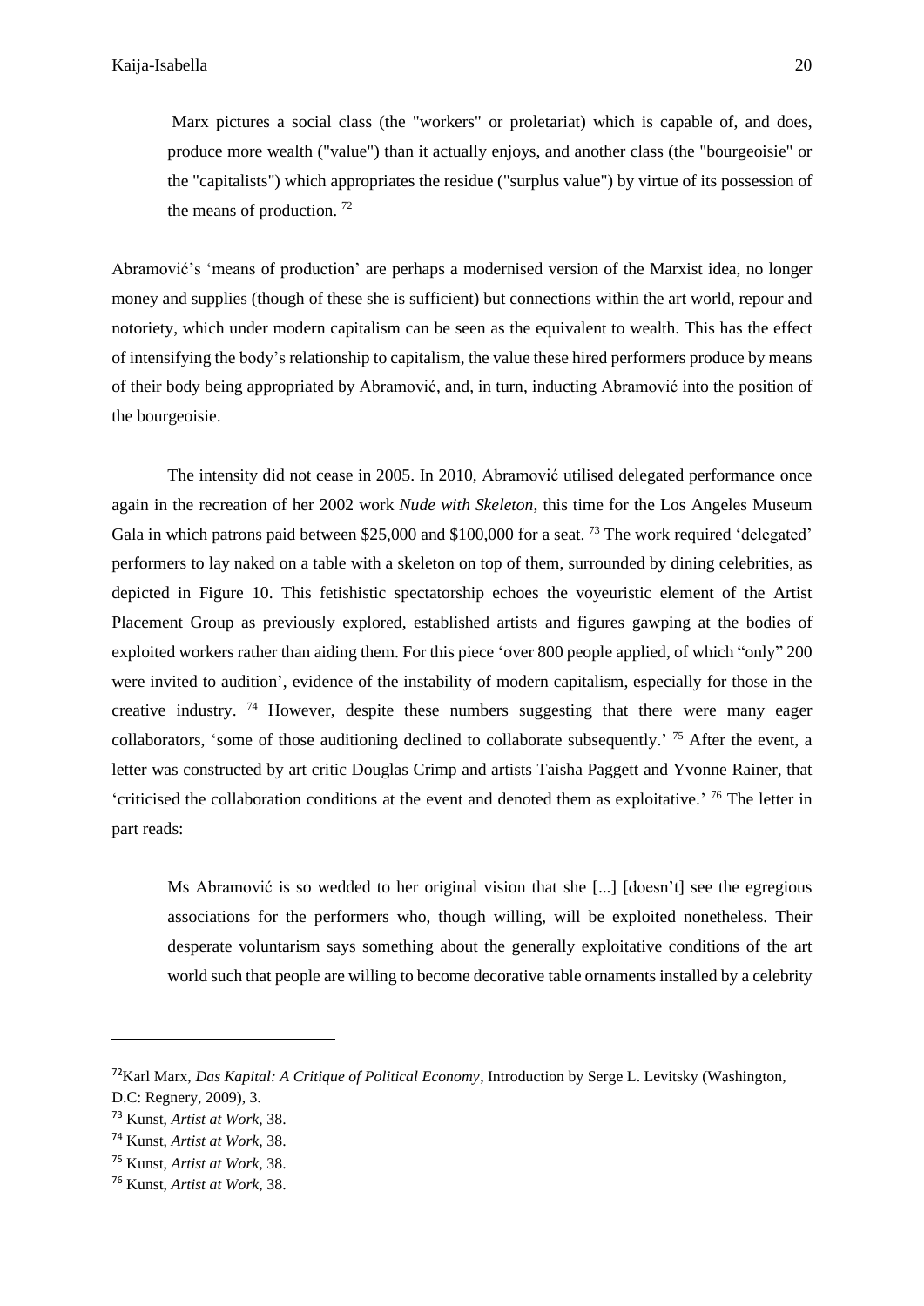> Marx pictures a social class (the "workers" or proletariat) which is capable of, and does, produce more wealth ("value") than it actually enjoys, and another class (the "bourgeoisie" or the "capitalists") which appropriates the residue ("surplus value") by virtue of its possession of the means of production. [72]

Abramović's 'means of production' are perhaps a modernised version of the Marxist idea, no longer money and supplies (though of these she is sufficient) but connections within the art world, repour and notoriety, which under modern capitalism can be seen as the equivalent to wealth. This has the effect of intensifying the body's relationship to capitalism, the value these hired performers produce by means of their body being appropriated by Abramović, and, in turn, inducting Abramović into the position of the bourgeoisie.

The intensity did not cease in 2005. In 2010, Abramović utilised delegated performance once again in the recreation of her 2002 work *Nude with Skeleton*, this time for the Los Angeles Museum Gala in which patrons paid between \$25,000 and \$100,000 for a seat. [73] The work required 'delegated' performers to lay naked on a table with a skeleton on top of them, surrounded by dining celebrities, as depicted in Figure 10. This fetishistic spectatorship echoes the voyeuristic element of the Artist Placement Group as previously explored, established artists and figures gawping at the bodies of exploited workers rather than aiding them. For this piece 'over 800 people applied, of which "only" 200 were invited to audition', evidence of the instability of modern capitalism, especially for those in the creative industry. [74] However, despite these numbers suggesting that there were many eager collaborators, 'some of those auditioning declined to collaborate subsequently.' [75] After the event, a letter was constructed by art critic Douglas Crimp and artists Taisha Paggett and Yvonne Rainer, that 'criticised the collaboration conditions at the event and denoted them as exploitative.' [76] The letter in part reads:

> Ms Abramović is so wedded to her original vision that she [...] [doesn't] see the egregious associations for the performers who, though willing, will be exploited nonetheless. Their desperate voluntarism says something about the generally exploitative conditions of the art world such that people are willing to become decorative table ornaments installed by a celebrity

---

[72] Karl Marx, *Das Kapital: A Critique of Political Economy*, Introduction by Serge L. Levitsky (Washington, D.C: Regnery, 2009), 3.

[73] Kunst, *Artist at Work*, 38.

[74] Kunst, *Artist at Work*, 38.

[75] Kunst, *Artist at Work*, 38.

[76] Kunst, *Artist at Work*, 38.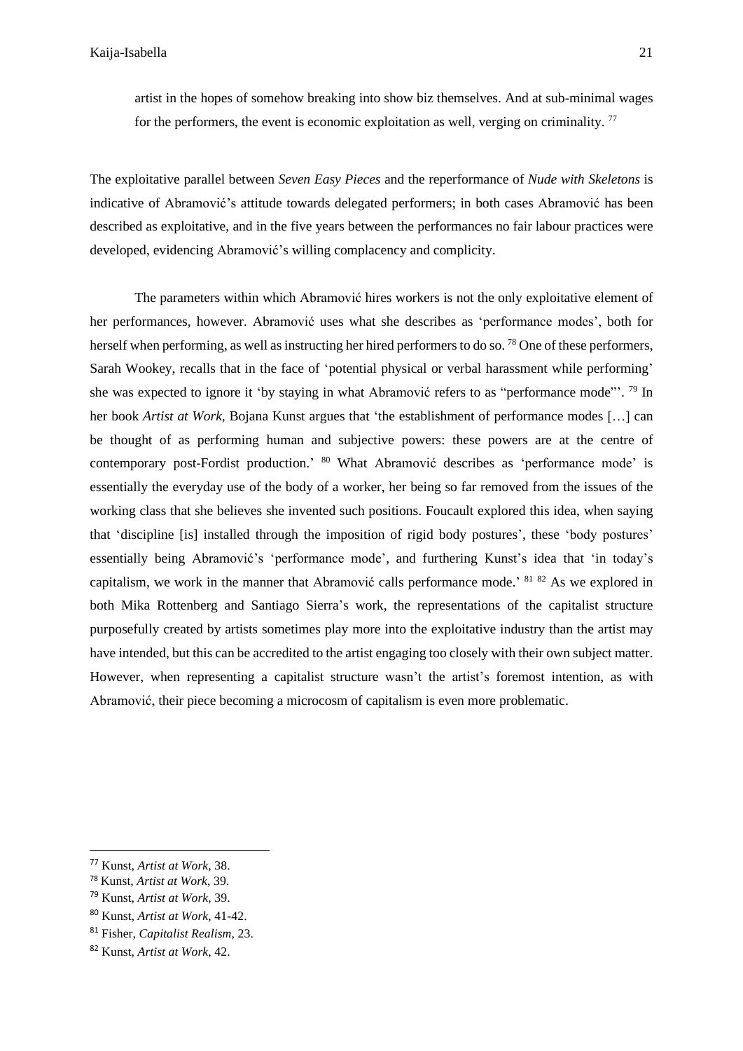artist in the hopes of somehow breaking into show biz themselves. And at sub-minimal wages for the performers, the event is economic exploitation as well, verging on criminality. [77]

The exploitative parallel between *Seven Easy Pieces* and the reperformance of *Nude with Skeletons* is indicative of Abramović's attitude towards delegated performers; in both cases Abramović has been described as exploitative, and in the five years between the performances no fair labour practices were developed, evidencing Abramović's willing complacency and complicity.

The parameters within which Abramović hires workers is not the only exploitative element of her performances, however. Abramović uses what she describes as 'performance modes', both for herself when performing, as well as instructing her hired performers to do so. [78] One of these performers, Sarah Wookey, recalls that in the face of 'potential physical or verbal harassment while performing' she was expected to ignore it 'by staying in what Abramović refers to as "performance mode"'. [79] In her book *Artist at Work,* Bojana Kunst argues that 'the establishment of performance modes […] can be thought of as performing human and subjective powers: these powers are at the centre of contemporary post-Fordist production.' [80] What Abramović describes as 'performance mode' is essentially the everyday use of the body of a worker, her being so far removed from the issues of the working class that she believes she invented such positions. Foucault explored this idea, when saying that 'discipline [is] installed through the imposition of rigid body postures', these 'body postures' essentially being Abramović's 'performance mode', and furthering Kunst's idea that 'in today's capitalism, we work in the manner that Abramović calls performance mode.' [81] [82] As we explored in both Mika Rottenberg and Santiago Sierra's work, the representations of the capitalist structure purposefully created by artists sometimes play more into the exploitative industry than the artist may have intended, but this can be accredited to the artist engaging too closely with their own subject matter. However, when representing a capitalist structure wasn't the artist's foremost intention, as with Abramović, their piece becoming a microcosm of capitalism is even more problematic.

---

[77] Kunst, *Artist at Work*, 38.

[78] Kunst, *Artist at Work*, 39.

[79] Kunst, *Artist at Work*, 39.

[80] Kunst, *Artist at Work*, 41-42.

[81] Fisher, *Capitalist Realism*, 23.

[82] Kunst, *Artist at Work*, 42.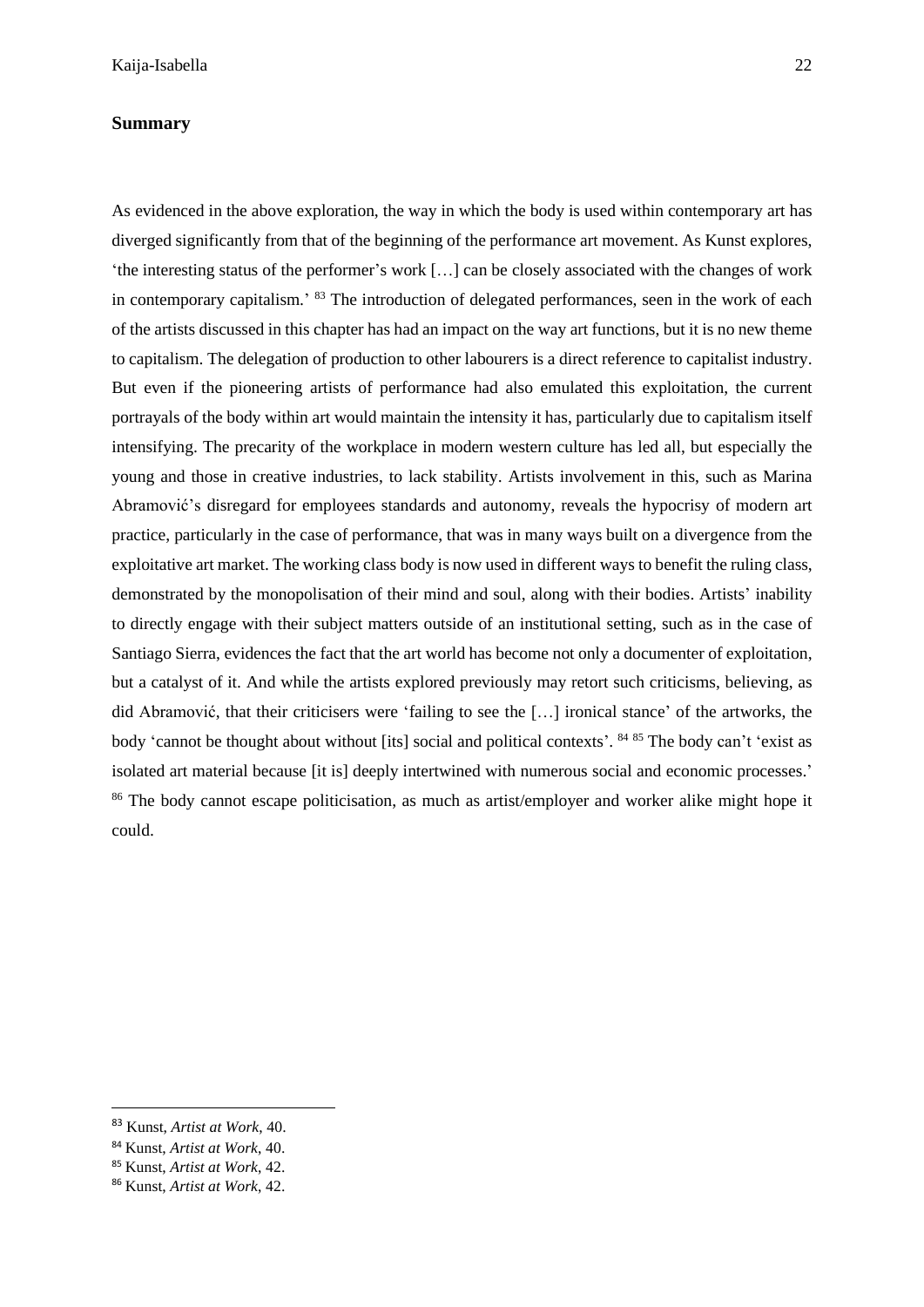## Summary

As evidenced in the above exploration, the way in which the body is used within contemporary art has diverged significantly from that of the beginning of the performance art movement. As Kunst explores, 'the interesting status of the performer's work […] can be closely associated with the changes of work in contemporary capitalism.' [83] The introduction of delegated performances, seen in the work of each of the artists discussed in this chapter has had an impact on the way art functions, but it is no new theme to capitalism. The delegation of production to other labourers is a direct reference to capitalist industry. But even if the pioneering artists of performance had also emulated this exploitation, the current portrayals of the body within art would maintain the intensity it has, particularly due to capitalism itself intensifying. The precarity of the workplace in modern western culture has led all, but especially the young and those in creative industries, to lack stability. Artists involvement in this, such as Marina Abramović's disregard for employees standards and autonomy, reveals the hypocrisy of modern art practice, particularly in the case of performance, that was in many ways built on a divergence from the exploitative art market. The working class body is now used in different ways to benefit the ruling class, demonstrated by the monopolisation of their mind and soul, along with their bodies. Artists' inability to directly engage with their subject matters outside of an institutional setting, such as in the case of Santiago Sierra, evidences the fact that the art world has become not only a documenter of exploitation, but a catalyst of it. And while the artists explored previously may retort such criticisms, believing, as did Abramović, that their criticisers were 'failing to see the […] ironical stance' of the artworks, the body 'cannot be thought about without [its] social and political contexts'. [84] [85] The body can't 'exist as isolated art material because [it is] deeply intertwined with numerous social and economic processes.' [86] The body cannot escape politicisation, as much as artist/employer and worker alike might hope it could.

---

[83] Kunst, *Artist at Work*, 40.

[84] Kunst, *Artist at Work*, 40.

[85] Kunst, *Artist at Work*, 42.

[86] Kunst, *Artist at Work*, 42.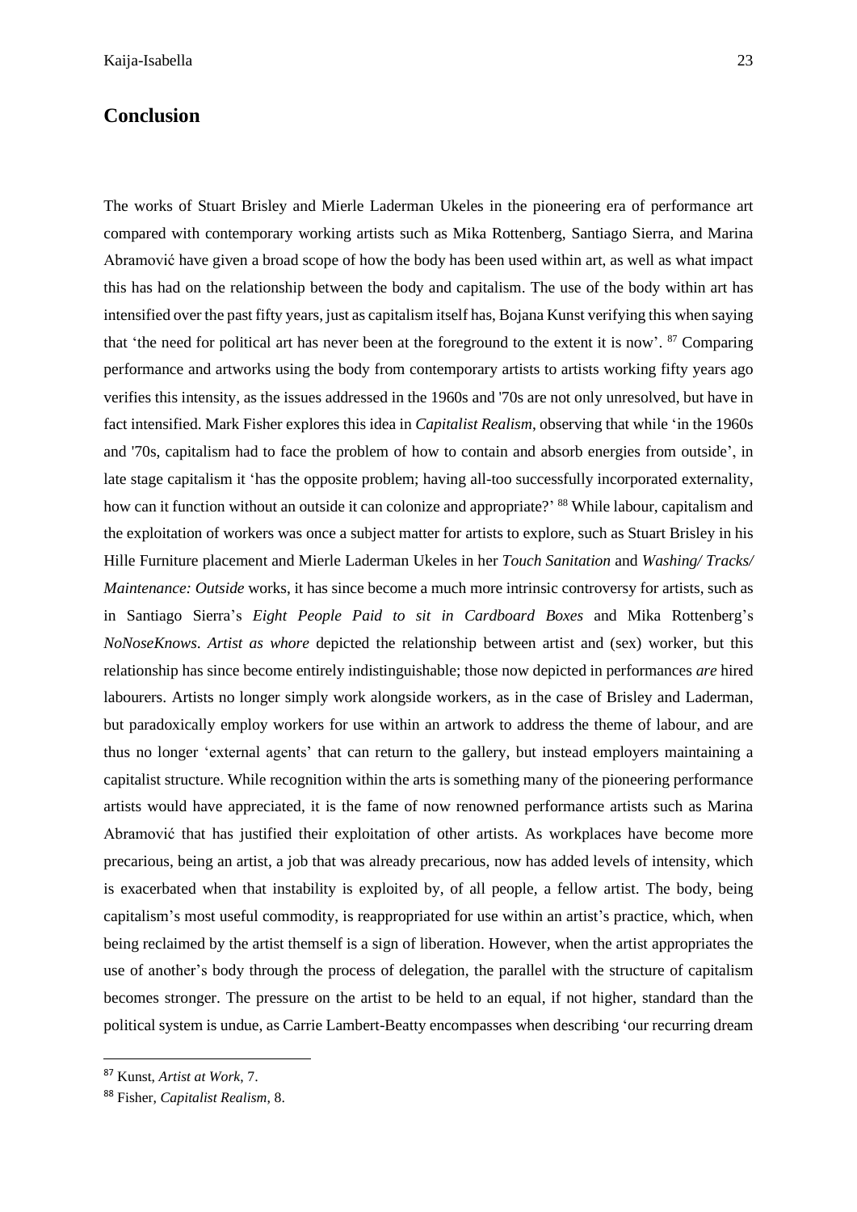## Conclusion

The works of Stuart Brisley and Mierle Laderman Ukeles in the pioneering era of performance art compared with contemporary working artists such as Mika Rottenberg, Santiago Sierra, and Marina Abramović have given a broad scope of how the body has been used within art, as well as what impact this has had on the relationship between the body and capitalism. The use of the body within art has intensified over the past fifty years, just as capitalism itself has, Bojana Kunst verifying this when saying that 'the need for political art has never been at the foreground to the extent it is now'. [87] Comparing performance and artworks using the body from contemporary artists to artists working fifty years ago verifies this intensity, as the issues addressed in the 1960s and '70s are not only unresolved, but have in fact intensified. Mark Fisher explores this idea in *Capitalist Realism*, observing that while 'in the 1960s and '70s, capitalism had to face the problem of how to contain and absorb energies from outside', in late stage capitalism it 'has the opposite problem; having all-too successfully incorporated externality, how can it function without an outside it can colonize and appropriate?' [88] While labour, capitalism and the exploitation of workers was once a subject matter for artists to explore, such as Stuart Brisley in his Hille Furniture placement and Mierle Laderman Ukeles in her *Touch Sanitation* and *Washing/ Tracks/ Maintenance: Outside* works, it has since become a much more intrinsic controversy for artists, such as in Santiago Sierra's *Eight People Paid to sit in Cardboard Boxes* and Mika Rottenberg's *NoNoseKnows*. *Artist as whore* depicted the relationship between artist and (sex) worker, but this relationship has since become entirely indistinguishable; those now depicted in performances *are* hired labourers. Artists no longer simply work alongside workers, as in the case of Brisley and Laderman, but paradoxically employ workers for use within an artwork to address the theme of labour, and are thus no longer 'external agents' that can return to the gallery, but instead employers maintaining a capitalist structure. While recognition within the arts is something many of the pioneering performance artists would have appreciated, it is the fame of now renowned performance artists such as Marina Abramović that has justified their exploitation of other artists. As workplaces have become more precarious, being an artist, a job that was already precarious, now has added levels of intensity, which is exacerbated when that instability is exploited by, of all people, a fellow artist. The body, being capitalism's most useful commodity, is reappropriated for use within an artist's practice, which, when being reclaimed by the artist themself is a sign of liberation. However, when the artist appropriates the use of another's body through the process of delegation, the parallel with the structure of capitalism becomes stronger. The pressure on the artist to be held to an equal, if not higher, standard than the political system is undue, as Carrie Lambert-Beatty encompasses when describing 'our recurring dream

[87] Kunst, *Artist at Work*, 7.

[88] Fisher, *Capitalist Realism*, 8.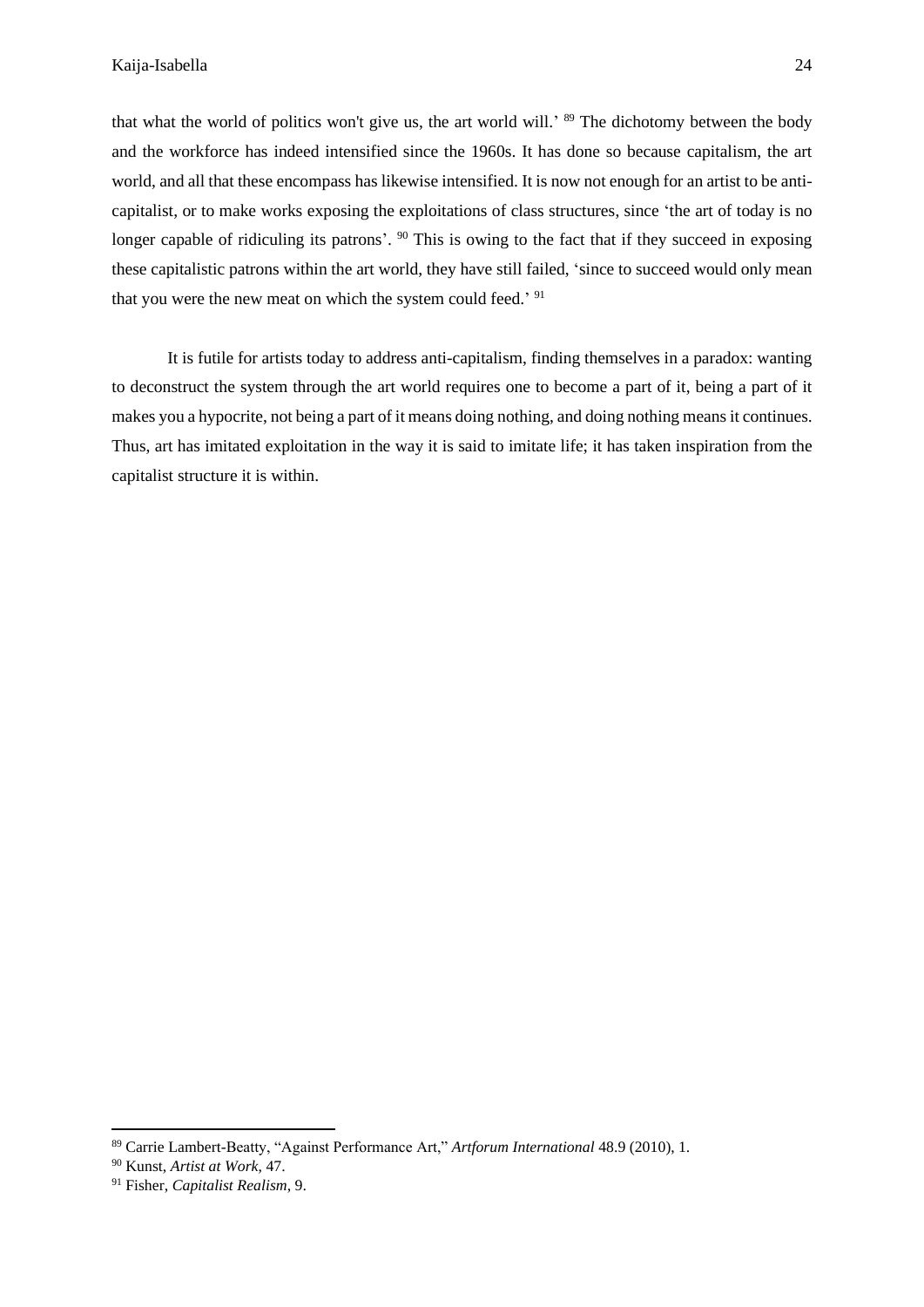that what the world of politics won't give us, the art world will.' [89] The dichotomy between the body and the workforce has indeed intensified since the 1960s. It has done so because capitalism, the art world, and all that these encompass has likewise intensified. It is now not enough for an artist to be anti-capitalist, or to make works exposing the exploitations of class structures, since 'the art of today is no longer capable of ridiculing its patrons'. [90] This is owing to the fact that if they succeed in exposing these capitalistic patrons within the art world, they have still failed, 'since to succeed would only mean that you were the new meat on which the system could feed.' [91]

It is futile for artists today to address anti-capitalism, finding themselves in a paradox: wanting to deconstruct the system through the art world requires one to become a part of it, being a part of it makes you a hypocrite, not being a part of it means doing nothing, and doing nothing means it continues. Thus, art has imitated exploitation in the way it is said to imitate life; it has taken inspiration from the capitalist structure it is within.

---

[89] Carrie Lambert-Beatty, "Against Performance Art," *Artforum International* 48.9 (2010), 1.

[90] Kunst, *Artist at Work*, 47.

[91] Fisher, *Capitalist Realism*, 9.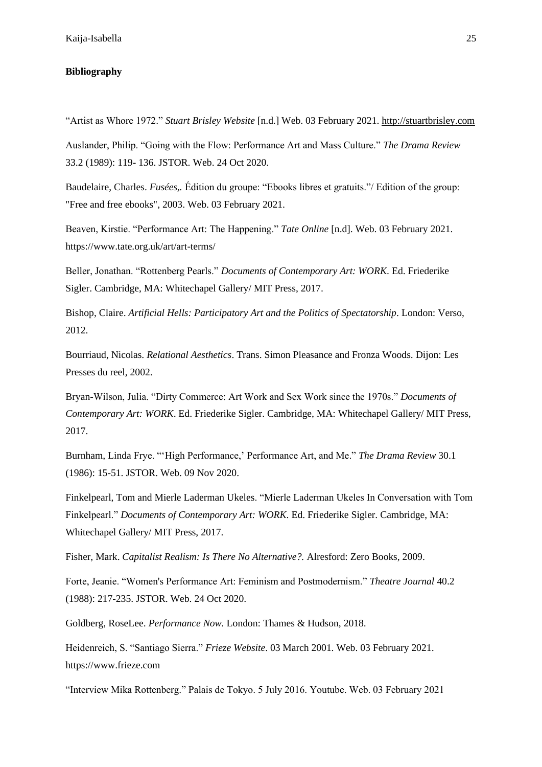**Bibliography**

"Artist as Whore 1972." *Stuart Brisley Website* [n.d.] Web. 03 February 2021. http://stuartbrisley.com

Auslander, Philip. "Going with the Flow: Performance Art and Mass Culture." *The Drama Review* 33.2 (1989): 119- 136. JSTOR. Web. 24 Oct 2020.

Baudelaire, Charles. *Fusées,.* Édition du groupe: "Ebooks libres et gratuits."/ Edition of the group: "Free and free ebooks", 2003. Web. 03 February 2021.

Beaven, Kirstie. "Performance Art: The Happening." *Tate Online* [n.d]. Web. 03 February 2021. https://www.tate.org.uk/art/art-terms/

Beller, Jonathan. "Rottenberg Pearls." *Documents of Contemporary Art: WORK*. Ed. Friederike Sigler. Cambridge, MA: Whitechapel Gallery/ MIT Press, 2017.

Bishop, Claire. *Artificial Hells: Participatory Art and the Politics of Spectatorship*. London: Verso, 2012.

Bourriaud, Nicolas. *Relational Aesthetics*. Trans. Simon Pleasance and Fronza Woods. Dijon: Les Presses du reel, 2002.

Bryan-Wilson, Julia. "Dirty Commerce: Art Work and Sex Work since the 1970s." *Documents of Contemporary Art: WORK*. Ed. Friederike Sigler. Cambridge, MA: Whitechapel Gallery/ MIT Press, 2017.

Burnham, Linda Frye. "'High Performance,' Performance Art, and Me." *The Drama Review* 30.1 (1986): 15-51. JSTOR. Web. 09 Nov 2020.

Finkelpearl, Tom and Mierle Laderman Ukeles. "Mierle Laderman Ukeles In Conversation with Tom Finkelpearl." *Documents of Contemporary Art: WORK*. Ed. Friederike Sigler. Cambridge, MA: Whitechapel Gallery/ MIT Press, 2017.

Fisher, Mark. *Capitalist Realism: Is There No Alternative?.* Alresford: Zero Books, 2009.

Forte, Jeanie. "Women's Performance Art: Feminism and Postmodernism." *Theatre Journal* 40.2 (1988): 217-235. JSTOR. Web. 24 Oct 2020.

Goldberg, RoseLee. *Performance Now*. London: Thames & Hudson, 2018.

Heidenreich, S. "Santiago Sierra." *Frieze Website*. 03 March 2001. Web. 03 February 2021. https://www.frieze.com

"Interview Mika Rottenberg." Palais de Tokyo. 5 July 2016. Youtube. Web. 03 February 2021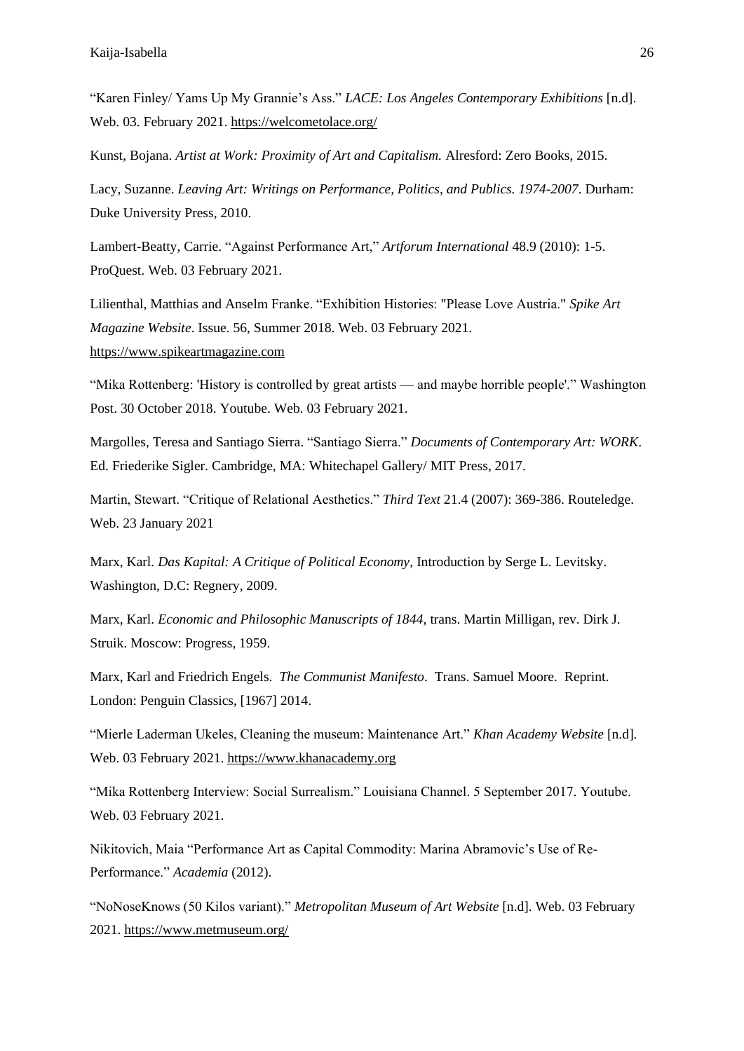"Karen Finley/ Yams Up My Grannie's Ass." *LACE: Los Angeles Contemporary Exhibitions* [n.d]. Web. 03. February 2021. https://welcometolace.org/

Kunst, Bojana. *Artist at Work: Proximity of Art and Capitalism.* Alresford: Zero Books, 2015.

Lacy, Suzanne. *Leaving Art: Writings on Performance, Politics, and Publics. 1974-2007*. Durham: Duke University Press, 2010.

Lambert-Beatty, Carrie. "Against Performance Art," *Artforum International* 48.9 (2010): 1-5. ProQuest. Web. 03 February 2021.

Lilienthal, Matthias and Anselm Franke. "Exhibition Histories: "Please Love Austria." *Spike Art Magazine Website*. Issue. 56, Summer 2018. Web. 03 February 2021. https://www.spikeartmagazine.com

"Mika Rottenberg: 'History is controlled by great artists — and maybe horrible people'." Washington Post. 30 October 2018. Youtube. Web. 03 February 2021.

Margolles, Teresa and Santiago Sierra. "Santiago Sierra." *Documents of Contemporary Art: WORK*. Ed. Friederike Sigler. Cambridge, MA: Whitechapel Gallery/ MIT Press, 2017.

Martin, Stewart. "Critique of Relational Aesthetics." *Third Text* 21.4 (2007): 369-386. Routeledge. Web. 23 January 2021

Marx, Karl. *Das Kapital: A Critique of Political Economy*, Introduction by Serge L. Levitsky. Washington, D.C: Regnery, 2009.

Marx, Karl. *Economic and Philosophic Manuscripts of 1844*, trans. Martin Milligan, rev. Dirk J. Struik. Moscow: Progress, 1959.

Marx, Karl and Friedrich Engels. *The Communist Manifesto*. Trans. Samuel Moore. Reprint. London: Penguin Classics, [1967] 2014.

"Mierle Laderman Ukeles, Cleaning the museum: Maintenance Art." *Khan Academy Website* [n.d]. Web. 03 February 2021. https://www.khanacademy.org

"Mika Rottenberg Interview: Social Surrealism." Louisiana Channel. 5 September 2017. Youtube. Web. 03 February 2021.

Nikitovich, Maia "Performance Art as Capital Commodity: Marina Abramovic's Use of Re-Performance." *Academia* (2012).

"NoNoseKnows (50 Kilos variant)." *Metropolitan Museum of Art Website* [n.d]. Web. 03 February 2021. https://www.metmuseum.org/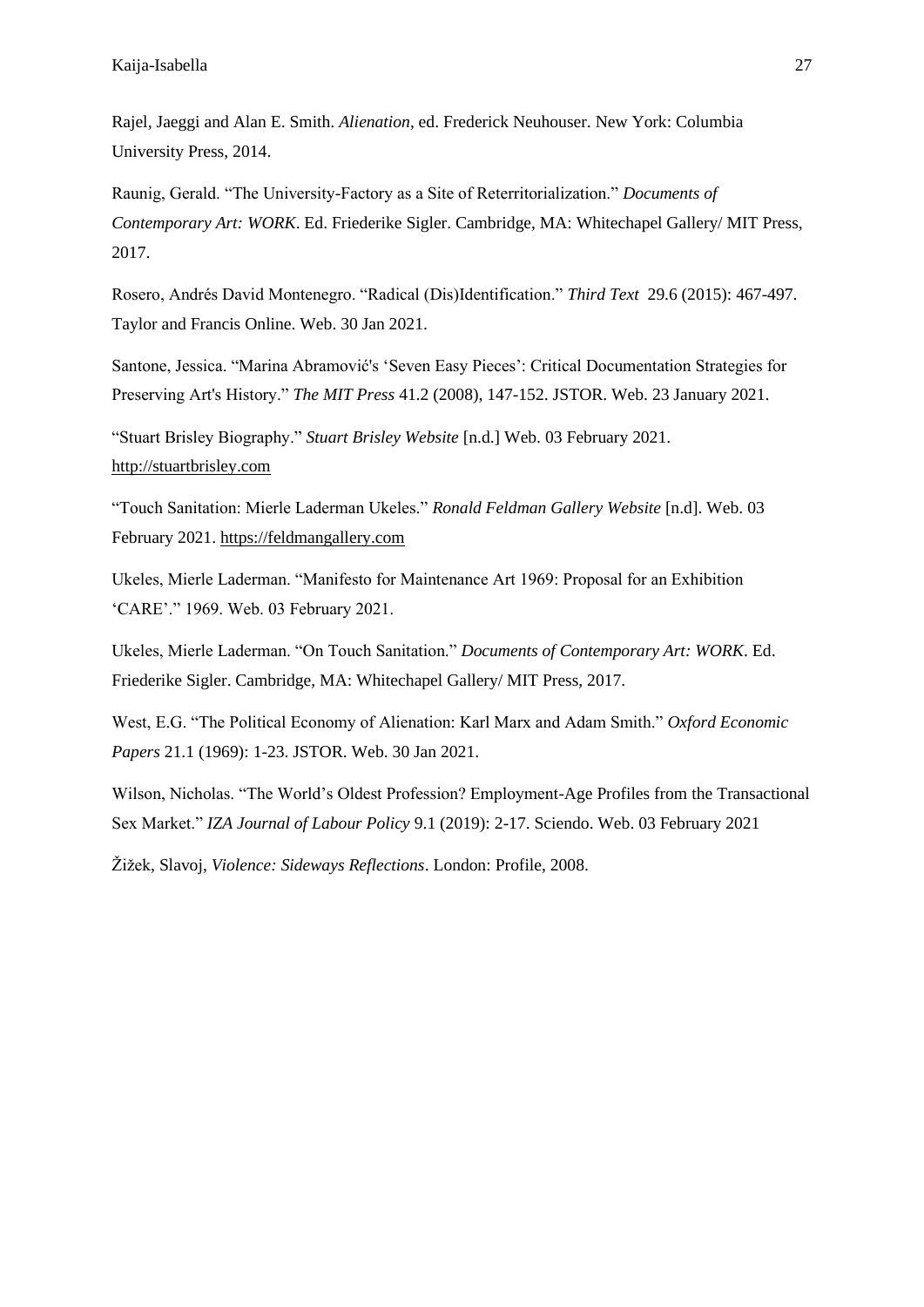Rajel, Jaeggi and Alan E. Smith. *Alienation*, ed. Frederick Neuhouser. New York: Columbia University Press, 2014.

Raunig, Gerald. "The University-Factory as a Site of Reterritorialization." *Documents of Contemporary Art: WORK*. Ed. Friederike Sigler. Cambridge, MA: Whitechapel Gallery/ MIT Press, 2017.

Rosero, Andrés David Montenegro. "Radical (Dis)Identification." *Third Text* 29.6 (2015): 467-497. Taylor and Francis Online. Web. 30 Jan 2021.

Santone, Jessica. "Marina Abramović's 'Seven Easy Pieces': Critical Documentation Strategies for Preserving Art's History." *The MIT Press* 41.2 (2008), 147-152. JSTOR. Web. 23 January 2021.

"Stuart Brisley Biography." *Stuart Brisley Website* [n.d.] Web. 03 February 2021. http://stuartbrisley.com

"Touch Sanitation: Mierle Laderman Ukeles." *Ronald Feldman Gallery Website* [n.d]. Web. 03 February 2021. https://feldmangallery.com

Ukeles, Mierle Laderman. "Manifesto for Maintenance Art 1969: Proposal for an Exhibition 'CARE'." 1969. Web. 03 February 2021.

Ukeles, Mierle Laderman. "On Touch Sanitation." *Documents of Contemporary Art: WORK*. Ed. Friederike Sigler. Cambridge, MA: Whitechapel Gallery/ MIT Press, 2017.

West, E.G. "The Political Economy of Alienation: Karl Marx and Adam Smith." *Oxford Economic Papers* 21.1 (1969): 1-23. JSTOR. Web. 30 Jan 2021.

Wilson, Nicholas. "The World's Oldest Profession? Employment-Age Profiles from the Transactional Sex Market." *IZA Journal of Labour Policy* 9.1 (2019): 2-17. Sciendo. Web. 03 February 2021

Žižek, Slavoj, *Violence: Sideways Reflections*. London: Profile, 2008.